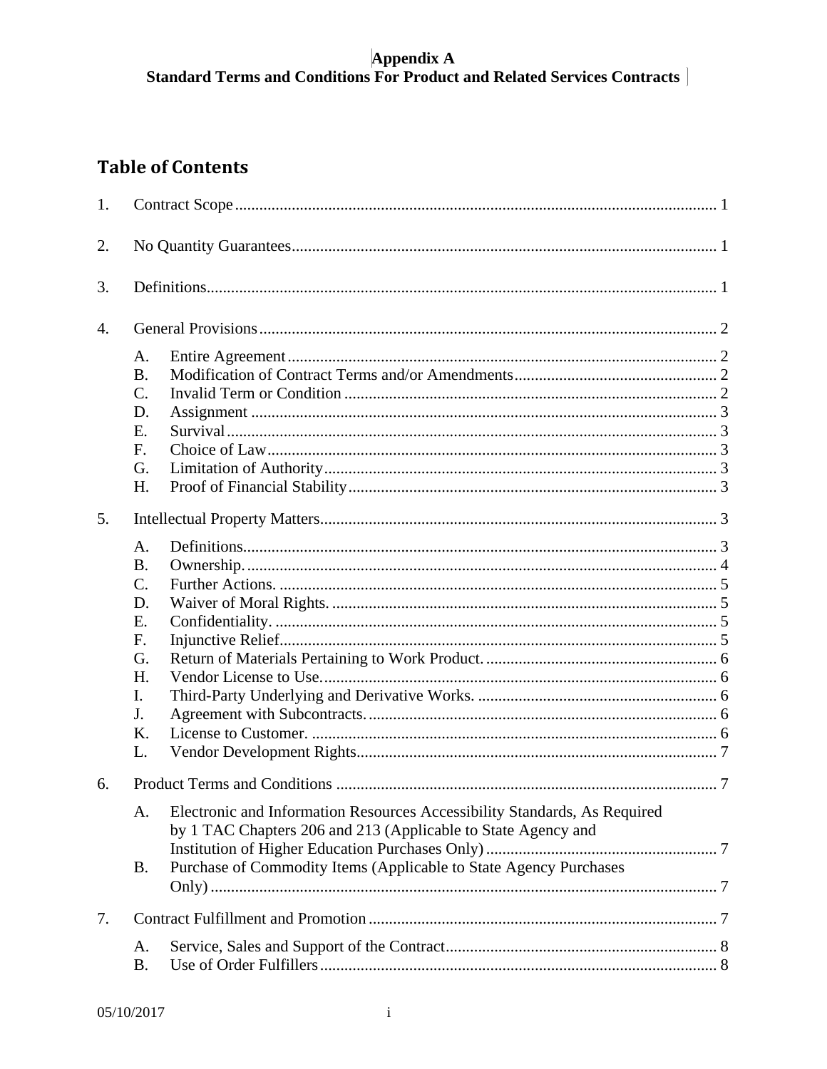# Appendix A
## Standard Terms and Conditions For Product and Related Services Contracts

## Table of Contents

1. Contract Scope ..... 1
2. No Quantity Guarantees ..... 1
3. Definitions ..... 1
4. General Provisions ..... 2
   - A. Entire Agreement ..... 2
   - B. Modification of Contract Terms and/or Amendments ..... 2
   - C. Invalid Term or Condition ..... 2
   - D. Assignment ..... 3
   - E. Survival ..... 3
   - F. Choice of Law ..... 3
   - G. Limitation of Authority ..... 3
   - H. Proof of Financial Stability ..... 3
5. Intellectual Property Matters ..... 3
   - A. Definitions ..... 3
   - B. Ownership. ..... 4
   - C. Further Actions. ..... 5
   - D. Waiver of Moral Rights. ..... 5
   - E. Confidentiality. ..... 5
   - F. Injunctive Relief ..... 5
   - G. Return of Materials Pertaining to Work Product. ..... 6
   - H. Vendor License to Use. ..... 6
   - I. Third-Party Underlying and Derivative Works. ..... 6
   - J. Agreement with Subcontracts. ..... 6
   - K. License to Customer. ..... 6
   - L. Vendor Development Rights ..... 7
6. Product Terms and Conditions ..... 7
   - A. Electronic and Information Resources Accessibility Standards, As Required by 1 TAC Chapters 206 and 213 (Applicable to State Agency and Institution of Higher Education Purchases Only) ..... 7
   - B. Purchase of Commodity Items (Applicable to State Agency Purchases Only) ..... 7
7. Contract Fulfillment and Promotion ..... 7
   - A. Service, Sales and Support of the Contract ..... 8
   - B. Use of Order Fulfillers ..... 8

05/10/2017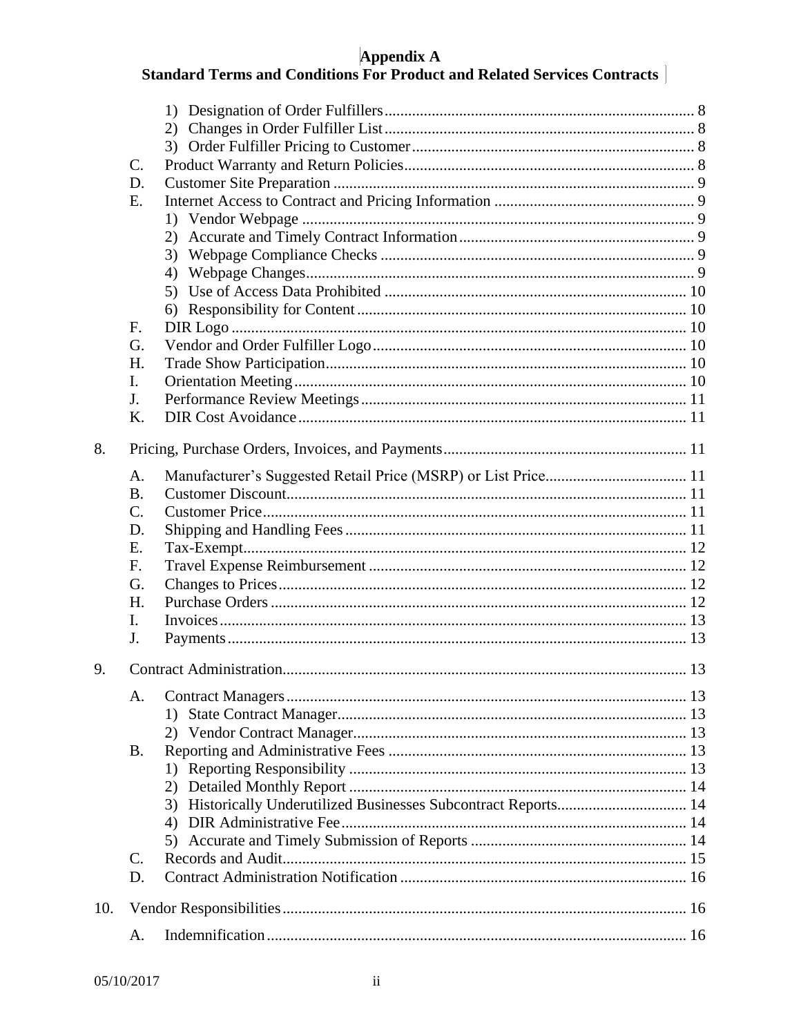# Appendix A
## Standard Terms and Conditions For Product and Related Services Contracts

- 1) Designation of Order Fulfillers ........ 8
- 2) Changes in Order Fulfiller List ........ 8
- 3) Order Fulfiller Pricing to Customer ........ 8

C. Product Warranty and Return Policies ........ 8

D. Customer Site Preparation ........ 9

E. Internet Access to Contract and Pricing Information ........ 9

- 1) Vendor Webpage ........ 9
- 2) Accurate and Timely Contract Information ........ 9
- 3) Webpage Compliance Checks ........ 9
- 4) Webpage Changes ........ 9
- 5) Use of Access Data Prohibited ........ 10
- 6) Responsibility for Content ........ 10

F. DIR Logo ........ 10

G. Vendor and Order Fulfiller Logo ........ 10

H. Trade Show Participation ........ 10

I. Orientation Meeting ........ 10

J. Performance Review Meetings ........ 11

K. DIR Cost Avoidance ........ 11

8. Pricing, Purchase Orders, Invoices, and Payments ........ 11

A. Manufacturer's Suggested Retail Price (MSRP) or List Price ........ 11

B. Customer Discount ........ 11

C. Customer Price ........ 11

D. Shipping and Handling Fees ........ 11

E. Tax-Exempt ........ 12

F. Travel Expense Reimbursement ........ 12

G. Changes to Prices ........ 12

H. Purchase Orders ........ 12

I. Invoices ........ 13

J. Payments ........ 13

9. Contract Administration ........ 13

A. Contract Managers ........ 13

- 1) State Contract Manager ........ 13
- 2) Vendor Contract Manager ........ 13

B. Reporting and Administrative Fees ........ 13

- 1) Reporting Responsibility ........ 13
- 2) Detailed Monthly Report ........ 14
- 3) Historically Underutilized Businesses Subcontract Reports ........ 14
- 4) DIR Administrative Fee ........ 14
- 5) Accurate and Timely Submission of Reports ........ 14

C. Records and Audit ........ 15

D. Contract Administration Notification ........ 16

10. Vendor Responsibilities ........ 16

A. Indemnification ........ 16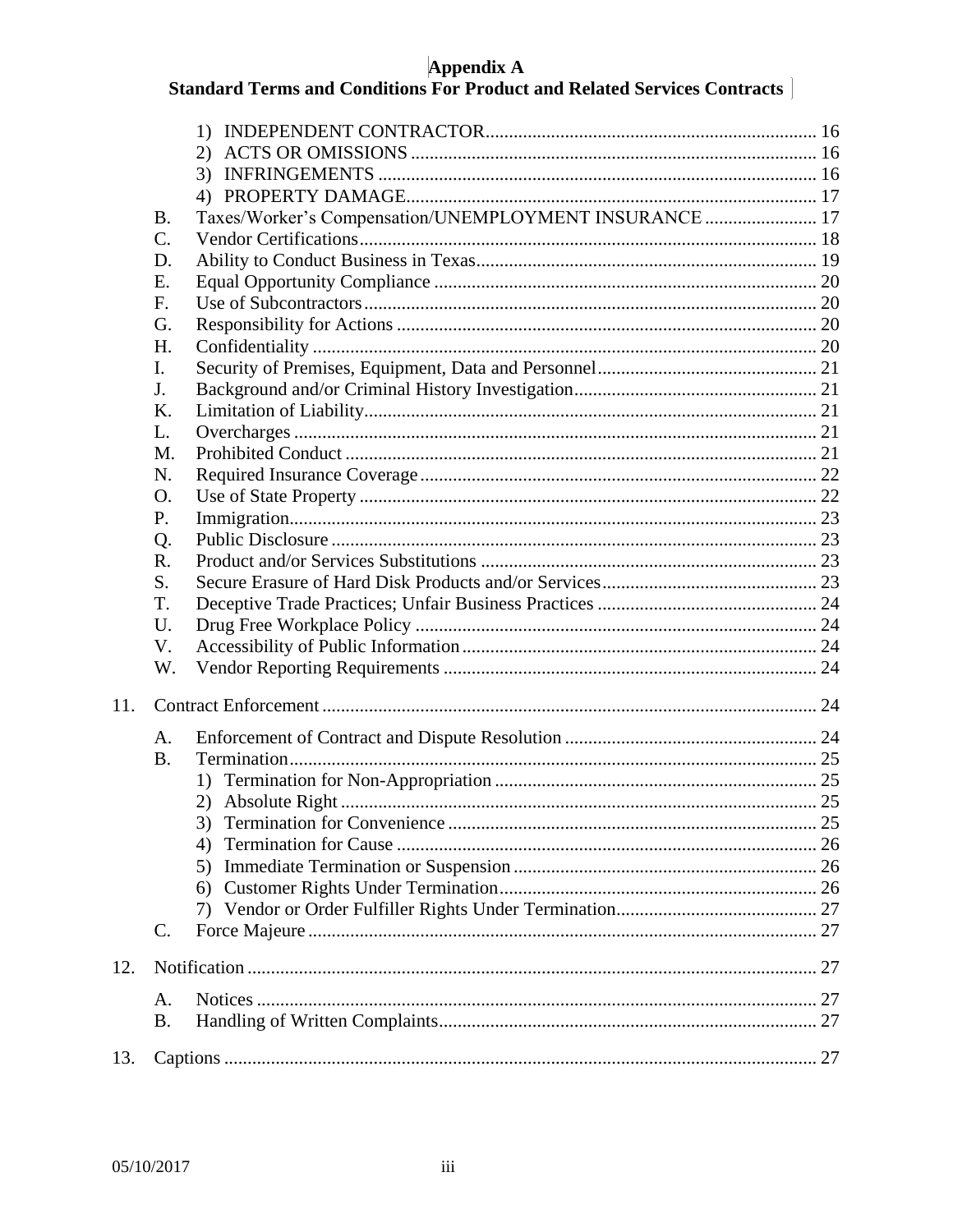# Appendix A
## Standard Terms and Conditions For Product and Related Services Contracts

- 1) INDEPENDENT CONTRACTOR ... 16
- 2) ACTS OR OMISSIONS ... 16
- 3) INFRINGEMENTS ... 16
- 4) PROPERTY DAMAGE ... 17

B. Taxes/Worker's Compensation/UNEMPLOYMENT INSURANCE ... 17
C. Vendor Certifications ... 18
D. Ability to Conduct Business in Texas ... 19
E. Equal Opportunity Compliance ... 20
F. Use of Subcontractors ... 20
G. Responsibility for Actions ... 20
H. Confidentiality ... 20
I. Security of Premises, Equipment, Data and Personnel ... 21
J. Background and/or Criminal History Investigation ... 21
K. Limitation of Liability ... 21
L. Overcharges ... 21
M. Prohibited Conduct ... 21
N. Required Insurance Coverage ... 22
O. Use of State Property ... 22
P. Immigration ... 23
Q. Public Disclosure ... 23
R. Product and/or Services Substitutions ... 23
S. Secure Erasure of Hard Disk Products and/or Services ... 23
T. Deceptive Trade Practices; Unfair Business Practices ... 24
U. Drug Free Workplace Policy ... 24
V. Accessibility of Public Information ... 24
W. Vendor Reporting Requirements ... 24

11. Contract Enforcement ... 24

A. Enforcement of Contract and Dispute Resolution ... 24
B. Termination ... 25
- 1) Termination for Non-Appropriation ... 25
- 2) Absolute Right ... 25
- 3) Termination for Convenience ... 25
- 4) Termination for Cause ... 26
- 5) Immediate Termination or Suspension ... 26
- 6) Customer Rights Under Termination ... 26
- 7) Vendor or Order Fulfiller Rights Under Termination ... 27

C. Force Majeure ... 27

12. Notification ... 27

A. Notices ... 27
B. Handling of Written Complaints ... 27

13. Captions ... 27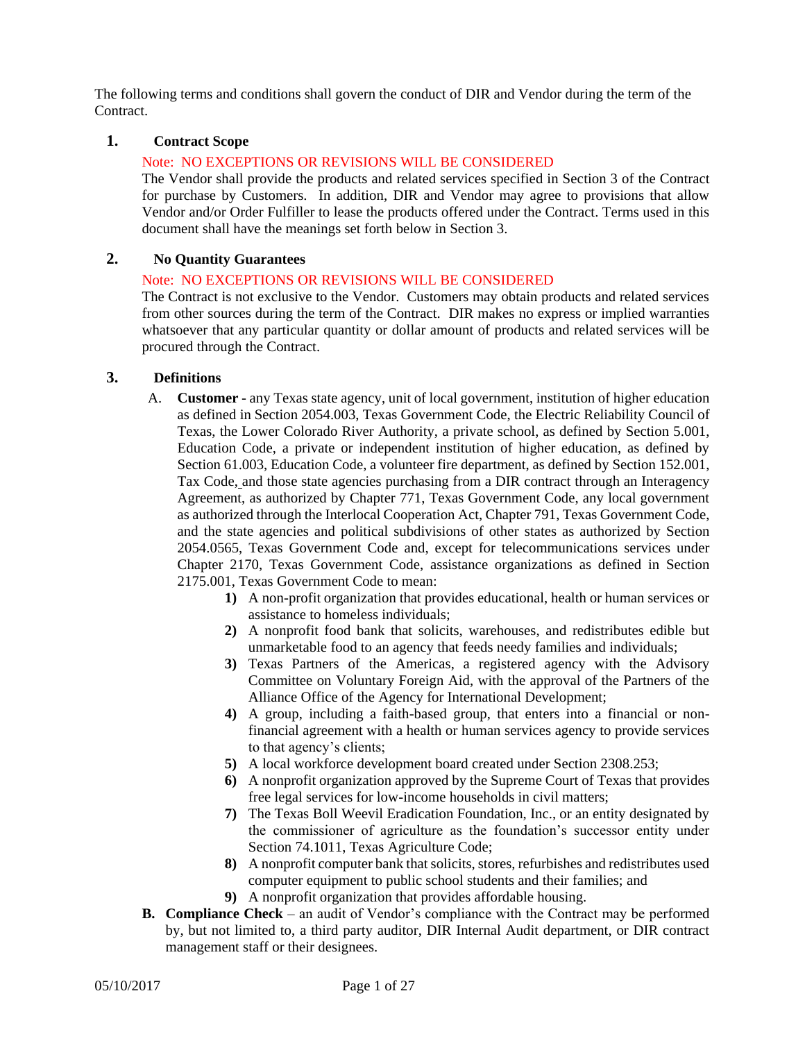The following terms and conditions shall govern the conduct of DIR and Vendor during the term of the Contract.

## 1. Contract Scope

Note: NO EXCEPTIONS OR REVISIONS WILL BE CONSIDERED

The Vendor shall provide the products and related services specified in Section 3 of the Contract for purchase by Customers. In addition, DIR and Vendor may agree to provisions that allow Vendor and/or Order Fulfiller to lease the products offered under the Contract. Terms used in this document shall have the meanings set forth below in Section 3.

## 2. No Quantity Guarantees

Note: NO EXCEPTIONS OR REVISIONS WILL BE CONSIDERED

The Contract is not exclusive to the Vendor. Customers may obtain products and related services from other sources during the term of the Contract. DIR makes no express or implied warranties whatsoever that any particular quantity or dollar amount of products and related services will be procured through the Contract.

## 3. Definitions

A. **Customer** - any Texas state agency, unit of local government, institution of higher education as defined in Section 2054.003, Texas Government Code, the Electric Reliability Council of Texas, the Lower Colorado River Authority, a private school, as defined by Section 5.001, Education Code, a private or independent institution of higher education, as defined by Section 61.003, Education Code, a volunteer fire department, as defined by Section 152.001, Tax Code, and those state agencies purchasing from a DIR contract through an Interagency Agreement, as authorized by Chapter 771, Texas Government Code, any local government as authorized through the Interlocal Cooperation Act, Chapter 791, Texas Government Code, and the state agencies and political subdivisions of other states as authorized by Section 2054.0565, Texas Government Code and, except for telecommunications services under Chapter 2170, Texas Government Code, assistance organizations as defined in Section 2175.001, Texas Government Code to mean:

1) A non-profit organization that provides educational, health or human services or assistance to homeless individuals;
2) A nonprofit food bank that solicits, warehouses, and redistributes edible but unmarketable food to an agency that feeds needy families and individuals;
3) Texas Partners of the Americas, a registered agency with the Advisory Committee on Voluntary Foreign Aid, with the approval of the Partners of the Alliance Office of the Agency for International Development;
4) A group, including a faith-based group, that enters into a financial or non-financial agreement with a health or human services agency to provide services to that agency's clients;
5) A local workforce development board created under Section 2308.253;
6) A nonprofit organization approved by the Supreme Court of Texas that provides free legal services for low-income households in civil matters;
7) The Texas Boll Weevil Eradication Foundation, Inc., or an entity designated by the commissioner of agriculture as the foundation's successor entity under Section 74.1011, Texas Agriculture Code;
8) A nonprofit computer bank that solicits, stores, refurbishes and redistributes used computer equipment to public school students and their families; and
9) A nonprofit organization that provides affordable housing.

**B. Compliance Check** – an audit of Vendor's compliance with the Contract may be performed by, but not limited to, a third party auditor, DIR Internal Audit department, or DIR contract management staff or their designees.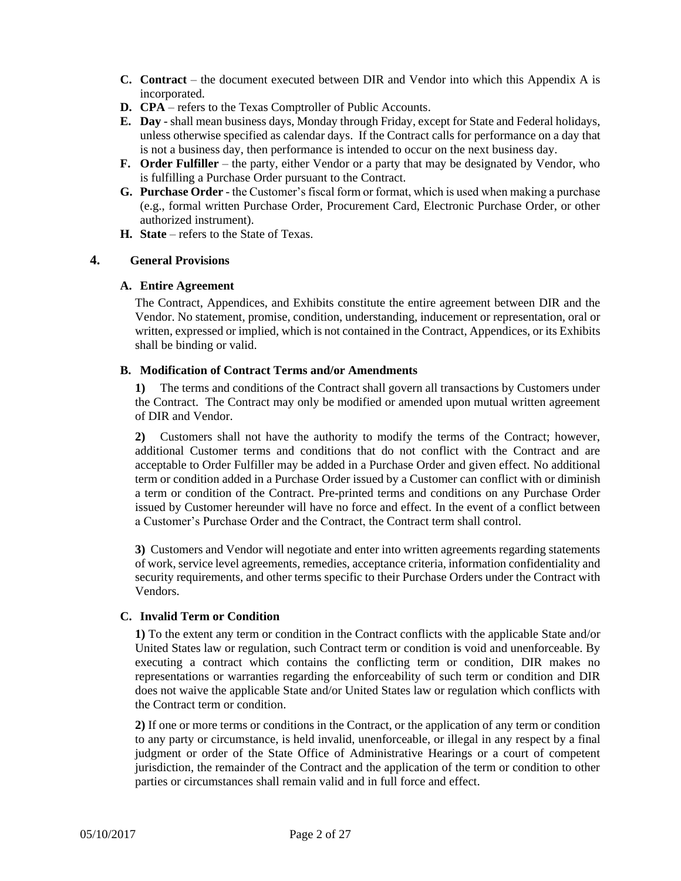**C. Contract** – the document executed between DIR and Vendor into which this Appendix A is incorporated.

**D. CPA** – refers to the Texas Comptroller of Public Accounts.

**E. Day** - shall mean business days, Monday through Friday, except for State and Federal holidays, unless otherwise specified as calendar days. If the Contract calls for performance on a day that is not a business day, then performance is intended to occur on the next business day.

**F. Order Fulfiller** – the party, either Vendor or a party that may be designated by Vendor, who is fulfilling a Purchase Order pursuant to the Contract.

**G. Purchase Order** - the Customer's fiscal form or format, which is used when making a purchase (e.g., formal written Purchase Order, Procurement Card, Electronic Purchase Order, or other authorized instrument).

**H. State** – refers to the State of Texas.

## 4. General Provisions

### A. Entire Agreement

The Contract, Appendices, and Exhibits constitute the entire agreement between DIR and the Vendor. No statement, promise, condition, understanding, inducement or representation, oral or written, expressed or implied, which is not contained in the Contract, Appendices, or its Exhibits shall be binding or valid.

### B. Modification of Contract Terms and/or Amendments

**1)** The terms and conditions of the Contract shall govern all transactions by Customers under the Contract. The Contract may only be modified or amended upon mutual written agreement of DIR and Vendor.

**2)** Customers shall not have the authority to modify the terms of the Contract; however, additional Customer terms and conditions that do not conflict with the Contract and are acceptable to Order Fulfiller may be added in a Purchase Order and given effect. No additional term or condition added in a Purchase Order issued by a Customer can conflict with or diminish a term or condition of the Contract. Pre-printed terms and conditions on any Purchase Order issued by Customer hereunder will have no force and effect. In the event of a conflict between a Customer's Purchase Order and the Contract, the Contract term shall control.

**3)** Customers and Vendor will negotiate and enter into written agreements regarding statements of work, service level agreements, remedies, acceptance criteria, information confidentiality and security requirements, and other terms specific to their Purchase Orders under the Contract with Vendors.

### C. Invalid Term or Condition

**1)** To the extent any term or condition in the Contract conflicts with the applicable State and/or United States law or regulation, such Contract term or condition is void and unenforceable. By executing a contract which contains the conflicting term or condition, DIR makes no representations or warranties regarding the enforceability of such term or condition and DIR does not waive the applicable State and/or United States law or regulation which conflicts with the Contract term or condition.

**2)** If one or more terms or conditions in the Contract, or the application of any term or condition to any party or circumstance, is held invalid, unenforceable, or illegal in any respect by a final judgment or order of the State Office of Administrative Hearings or a court of competent jurisdiction, the remainder of the Contract and the application of the term or condition to other parties or circumstances shall remain valid and in full force and effect.

05/10/2017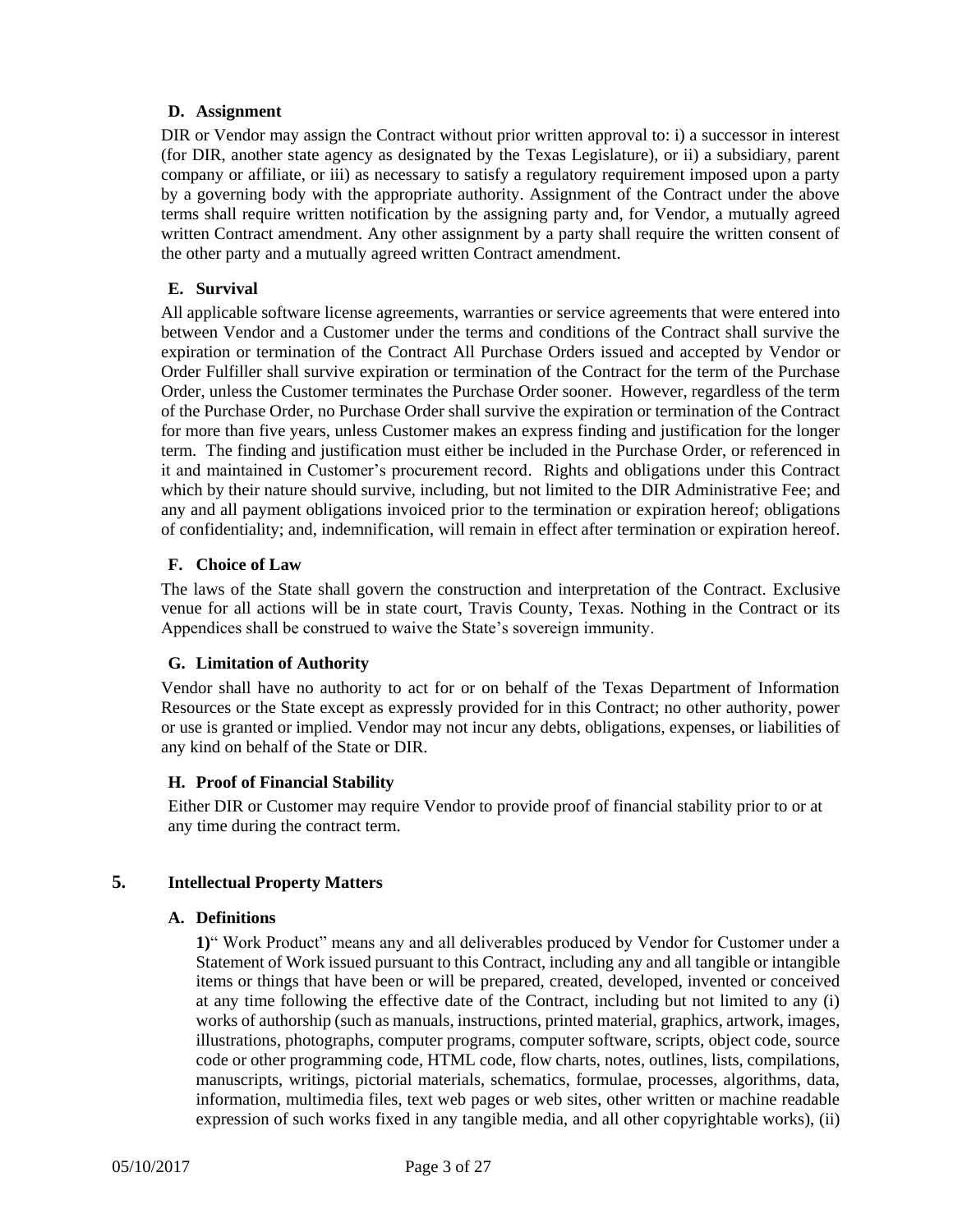### D. Assignment

DIR or Vendor may assign the Contract without prior written approval to: i) a successor in interest (for DIR, another state agency as designated by the Texas Legislature), or ii) a subsidiary, parent company or affiliate, or iii) as necessary to satisfy a regulatory requirement imposed upon a party by a governing body with the appropriate authority. Assignment of the Contract under the above terms shall require written notification by the assigning party and, for Vendor, a mutually agreed written Contract amendment. Any other assignment by a party shall require the written consent of the other party and a mutually agreed written Contract amendment.

### E. Survival

All applicable software license agreements, warranties or service agreements that were entered into between Vendor and a Customer under the terms and conditions of the Contract shall survive the expiration or termination of the Contract All Purchase Orders issued and accepted by Vendor or Order Fulfiller shall survive expiration or termination of the Contract for the term of the Purchase Order, unless the Customer terminates the Purchase Order sooner. However, regardless of the term of the Purchase Order, no Purchase Order shall survive the expiration or termination of the Contract for more than five years, unless Customer makes an express finding and justification for the longer term. The finding and justification must either be included in the Purchase Order, or referenced in it and maintained in Customer's procurement record. Rights and obligations under this Contract which by their nature should survive, including, but not limited to the DIR Administrative Fee; and any and all payment obligations invoiced prior to the termination or expiration hereof; obligations of confidentiality; and, indemnification, will remain in effect after termination or expiration hereof.

### F. Choice of Law

The laws of the State shall govern the construction and interpretation of the Contract. Exclusive venue for all actions will be in state court, Travis County, Texas. Nothing in the Contract or its Appendices shall be construed to waive the State's sovereign immunity.

### G. Limitation of Authority

Vendor shall have no authority to act for or on behalf of the Texas Department of Information Resources or the State except as expressly provided for in this Contract; no other authority, power or use is granted or implied. Vendor may not incur any debts, obligations, expenses, or liabilities of any kind on behalf of the State or DIR.

### H. Proof of Financial Stability

Either DIR or Customer may require Vendor to provide proof of financial stability prior to or at any time during the contract term.

## 5. Intellectual Property Matters

### A. Definitions

**1)**" Work Product" means any and all deliverables produced by Vendor for Customer under a Statement of Work issued pursuant to this Contract, including any and all tangible or intangible items or things that have been or will be prepared, created, developed, invented or conceived at any time following the effective date of the Contract, including but not limited to any (i) works of authorship (such as manuals, instructions, printed material, graphics, artwork, images, illustrations, photographs, computer programs, computer software, scripts, object code, source code or other programming code, HTML code, flow charts, notes, outlines, lists, compilations, manuscripts, writings, pictorial materials, schematics, formulae, processes, algorithms, data, information, multimedia files, text web pages or web sites, other written or machine readable expression of such works fixed in any tangible media, and all other copyrightable works), (ii)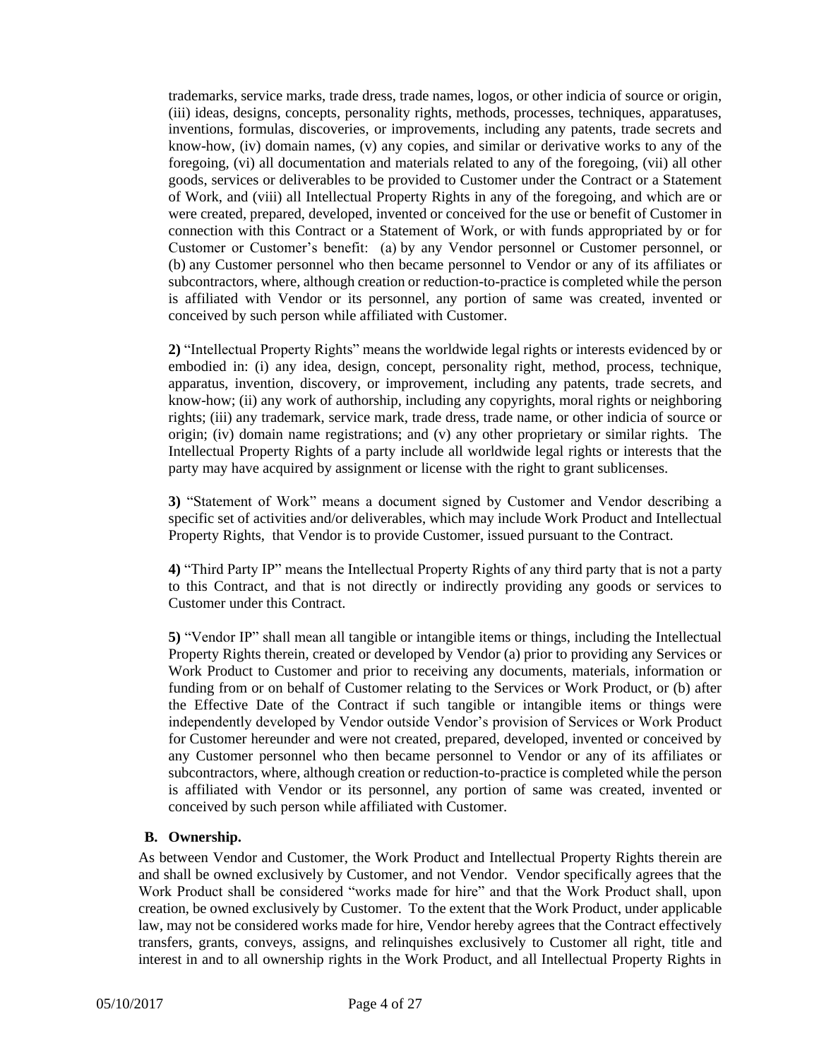trademarks, service marks, trade dress, trade names, logos, or other indicia of source or origin, (iii) ideas, designs, concepts, personality rights, methods, processes, techniques, apparatuses, inventions, formulas, discoveries, or improvements, including any patents, trade secrets and know-how, (iv) domain names, (v) any copies, and similar or derivative works to any of the foregoing, (vi) all documentation and materials related to any of the foregoing, (vii) all other goods, services or deliverables to be provided to Customer under the Contract or a Statement of Work, and (viii) all Intellectual Property Rights in any of the foregoing, and which are or were created, prepared, developed, invented or conceived for the use or benefit of Customer in connection with this Contract or a Statement of Work, or with funds appropriated by or for Customer or Customer's benefit: (a) by any Vendor personnel or Customer personnel, or (b) any Customer personnel who then became personnel to Vendor or any of its affiliates or subcontractors, where, although creation or reduction-to-practice is completed while the person is affiliated with Vendor or its personnel, any portion of same was created, invented or conceived by such person while affiliated with Customer.

**2)** "Intellectual Property Rights" means the worldwide legal rights or interests evidenced by or embodied in: (i) any idea, design, concept, personality right, method, process, technique, apparatus, invention, discovery, or improvement, including any patents, trade secrets, and know-how; (ii) any work of authorship, including any copyrights, moral rights or neighboring rights; (iii) any trademark, service mark, trade dress, trade name, or other indicia of source or origin; (iv) domain name registrations; and (v) any other proprietary or similar rights. The Intellectual Property Rights of a party include all worldwide legal rights or interests that the party may have acquired by assignment or license with the right to grant sublicenses.

**3)** "Statement of Work" means a document signed by Customer and Vendor describing a specific set of activities and/or deliverables, which may include Work Product and Intellectual Property Rights, that Vendor is to provide Customer, issued pursuant to the Contract.

**4)** "Third Party IP" means the Intellectual Property Rights of any third party that is not a party to this Contract, and that is not directly or indirectly providing any goods or services to Customer under this Contract.

**5)** "Vendor IP" shall mean all tangible or intangible items or things, including the Intellectual Property Rights therein, created or developed by Vendor (a) prior to providing any Services or Work Product to Customer and prior to receiving any documents, materials, information or funding from or on behalf of Customer relating to the Services or Work Product, or (b) after the Effective Date of the Contract if such tangible or intangible items or things were independently developed by Vendor outside Vendor's provision of Services or Work Product for Customer hereunder and were not created, prepared, developed, invented or conceived by any Customer personnel who then became personnel to Vendor or any of its affiliates or subcontractors, where, although creation or reduction-to-practice is completed while the person is affiliated with Vendor or its personnel, any portion of same was created, invented or conceived by such person while affiliated with Customer.

**B. Ownership.**

As between Vendor and Customer, the Work Product and Intellectual Property Rights therein are and shall be owned exclusively by Customer, and not Vendor. Vendor specifically agrees that the Work Product shall be considered "works made for hire" and that the Work Product shall, upon creation, be owned exclusively by Customer. To the extent that the Work Product, under applicable law, may not be considered works made for hire, Vendor hereby agrees that the Contract effectively transfers, grants, conveys, assigns, and relinquishes exclusively to Customer all right, title and interest in and to all ownership rights in the Work Product, and all Intellectual Property Rights in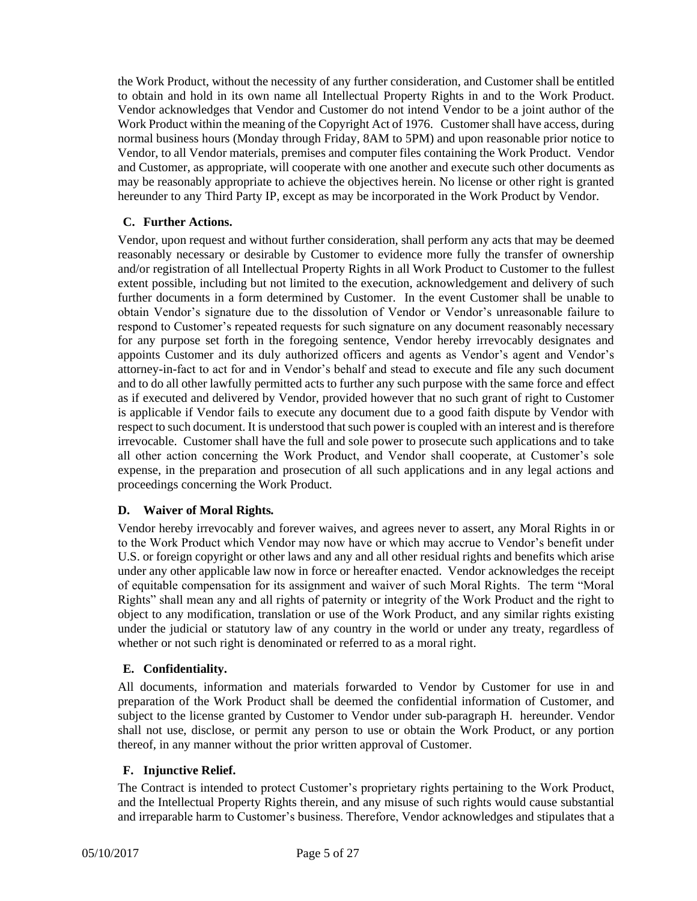the Work Product, without the necessity of any further consideration, and Customer shall be entitled to obtain and hold in its own name all Intellectual Property Rights in and to the Work Product. Vendor acknowledges that Vendor and Customer do not intend Vendor to be a joint author of the Work Product within the meaning of the Copyright Act of 1976. Customer shall have access, during normal business hours (Monday through Friday, 8AM to 5PM) and upon reasonable prior notice to Vendor, to all Vendor materials, premises and computer files containing the Work Product. Vendor and Customer, as appropriate, will cooperate with one another and execute such other documents as may be reasonably appropriate to achieve the objectives herein. No license or other right is granted hereunder to any Third Party IP, except as may be incorporated in the Work Product by Vendor.

**C. Further Actions.**

Vendor, upon request and without further consideration, shall perform any acts that may be deemed reasonably necessary or desirable by Customer to evidence more fully the transfer of ownership and/or registration of all Intellectual Property Rights in all Work Product to Customer to the fullest extent possible, including but not limited to the execution, acknowledgement and delivery of such further documents in a form determined by Customer. In the event Customer shall be unable to obtain Vendor's signature due to the dissolution of Vendor or Vendor's unreasonable failure to respond to Customer's repeated requests for such signature on any document reasonably necessary for any purpose set forth in the foregoing sentence, Vendor hereby irrevocably designates and appoints Customer and its duly authorized officers and agents as Vendor's agent and Vendor's attorney-in-fact to act for and in Vendor's behalf and stead to execute and file any such document and to do all other lawfully permitted acts to further any such purpose with the same force and effect as if executed and delivered by Vendor, provided however that no such grant of right to Customer is applicable if Vendor fails to execute any document due to a good faith dispute by Vendor with respect to such document. It is understood that such power is coupled with an interest and is therefore irrevocable. Customer shall have the full and sole power to prosecute such applications and to take all other action concerning the Work Product, and Vendor shall cooperate, at Customer's sole expense, in the preparation and prosecution of all such applications and in any legal actions and proceedings concerning the Work Product.

**D. Waiver of Moral Rights.**

Vendor hereby irrevocably and forever waives, and agrees never to assert, any Moral Rights in or to the Work Product which Vendor may now have or which may accrue to Vendor's benefit under U.S. or foreign copyright or other laws and any and all other residual rights and benefits which arise under any other applicable law now in force or hereafter enacted. Vendor acknowledges the receipt of equitable compensation for its assignment and waiver of such Moral Rights. The term "Moral Rights" shall mean any and all rights of paternity or integrity of the Work Product and the right to object to any modification, translation or use of the Work Product, and any similar rights existing under the judicial or statutory law of any country in the world or under any treaty, regardless of whether or not such right is denominated or referred to as a moral right.

**E. Confidentiality.**

All documents, information and materials forwarded to Vendor by Customer for use in and preparation of the Work Product shall be deemed the confidential information of Customer, and subject to the license granted by Customer to Vendor under sub-paragraph H. hereunder. Vendor shall not use, disclose, or permit any person to use or obtain the Work Product, or any portion thereof, in any manner without the prior written approval of Customer.

**F. Injunctive Relief.**

The Contract is intended to protect Customer's proprietary rights pertaining to the Work Product, and the Intellectual Property Rights therein, and any misuse of such rights would cause substantial and irreparable harm to Customer's business. Therefore, Vendor acknowledges and stipulates that a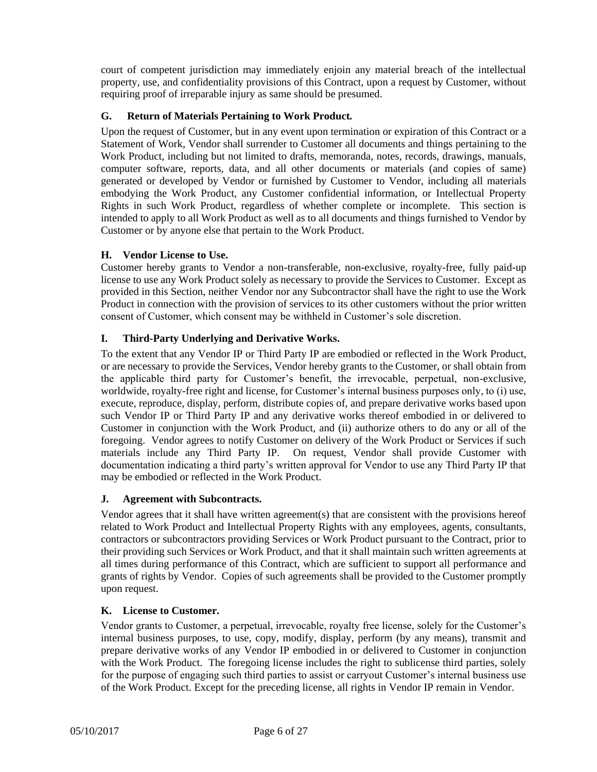court of competent jurisdiction may immediately enjoin any material breach of the intellectual property, use, and confidentiality provisions of this Contract, upon a request by Customer, without requiring proof of irreparable injury as same should be presumed.

### G. Return of Materials Pertaining to Work Product.

Upon the request of Customer, but in any event upon termination or expiration of this Contract or a Statement of Work, Vendor shall surrender to Customer all documents and things pertaining to the Work Product, including but not limited to drafts, memoranda, notes, records, drawings, manuals, computer software, reports, data, and all other documents or materials (and copies of same) generated or developed by Vendor or furnished by Customer to Vendor, including all materials embodying the Work Product, any Customer confidential information, or Intellectual Property Rights in such Work Product, regardless of whether complete or incomplete. This section is intended to apply to all Work Product as well as to all documents and things furnished to Vendor by Customer or by anyone else that pertain to the Work Product.

### H. Vendor License to Use.

Customer hereby grants to Vendor a non-transferable, non-exclusive, royalty-free, fully paid-up license to use any Work Product solely as necessary to provide the Services to Customer. Except as provided in this Section, neither Vendor nor any Subcontractor shall have the right to use the Work Product in connection with the provision of services to its other customers without the prior written consent of Customer, which consent may be withheld in Customer's sole discretion.

### I. Third-Party Underlying and Derivative Works.

To the extent that any Vendor IP or Third Party IP are embodied or reflected in the Work Product, or are necessary to provide the Services, Vendor hereby grants to the Customer, or shall obtain from the applicable third party for Customer's benefit, the irrevocable, perpetual, non-exclusive, worldwide, royalty-free right and license, for Customer's internal business purposes only, to (i) use, execute, reproduce, display, perform, distribute copies of, and prepare derivative works based upon such Vendor IP or Third Party IP and any derivative works thereof embodied in or delivered to Customer in conjunction with the Work Product, and (ii) authorize others to do any or all of the foregoing. Vendor agrees to notify Customer on delivery of the Work Product or Services if such materials include any Third Party IP. On request, Vendor shall provide Customer with documentation indicating a third party's written approval for Vendor to use any Third Party IP that may be embodied or reflected in the Work Product.

### J. Agreement with Subcontracts.

Vendor agrees that it shall have written agreement(s) that are consistent with the provisions hereof related to Work Product and Intellectual Property Rights with any employees, agents, consultants, contractors or subcontractors providing Services or Work Product pursuant to the Contract, prior to their providing such Services or Work Product, and that it shall maintain such written agreements at all times during performance of this Contract, which are sufficient to support all performance and grants of rights by Vendor. Copies of such agreements shall be provided to the Customer promptly upon request.

### K. License to Customer.

Vendor grants to Customer, a perpetual, irrevocable, royalty free license, solely for the Customer's internal business purposes, to use, copy, modify, display, perform (by any means), transmit and prepare derivative works of any Vendor IP embodied in or delivered to Customer in conjunction with the Work Product. The foregoing license includes the right to sublicense third parties, solely for the purpose of engaging such third parties to assist or carryout Customer's internal business use of the Work Product. Except for the preceding license, all rights in Vendor IP remain in Vendor.

05/10/2017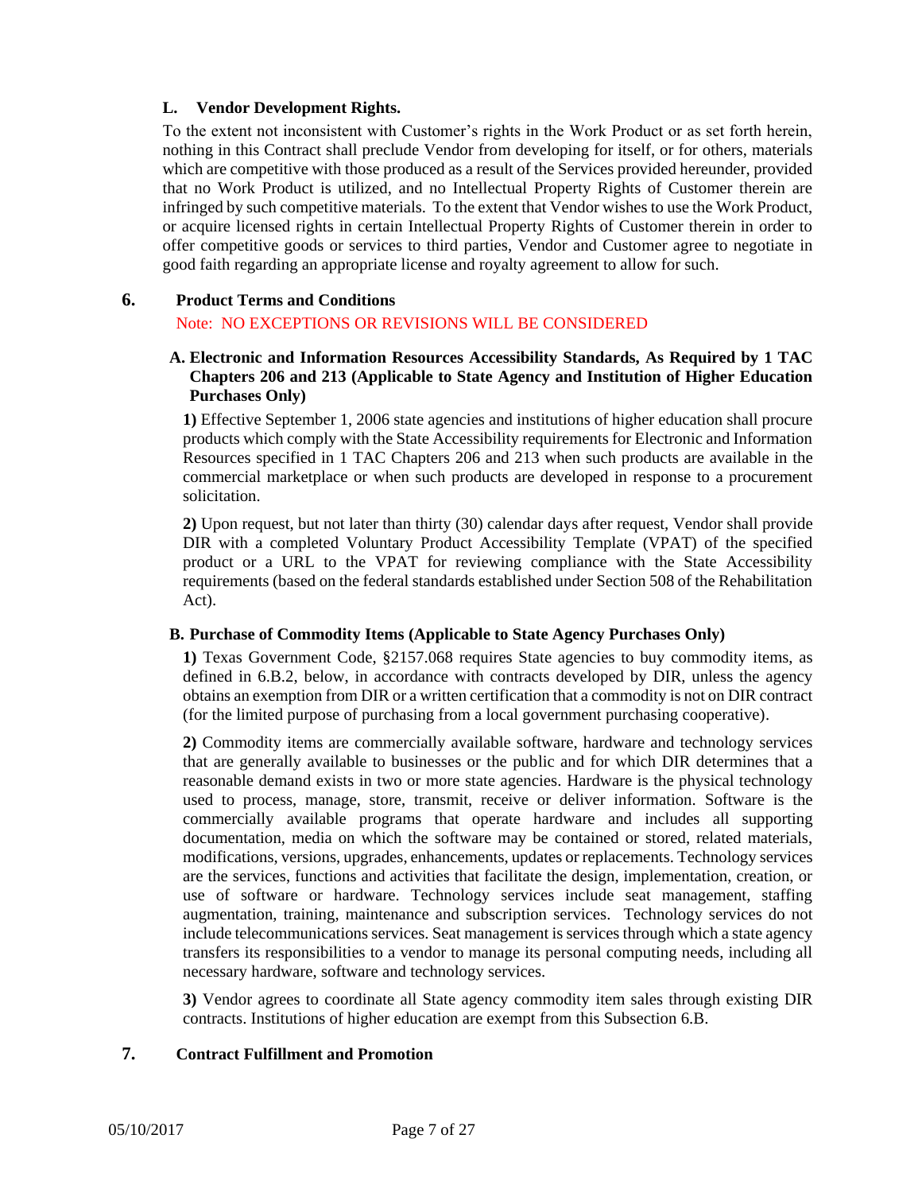### L. Vendor Development Rights.

To the extent not inconsistent with Customer's rights in the Work Product or as set forth herein, nothing in this Contract shall preclude Vendor from developing for itself, or for others, materials which are competitive with those produced as a result of the Services provided hereunder, provided that no Work Product is utilized, and no Intellectual Property Rights of Customer therein are infringed by such competitive materials. To the extent that Vendor wishes to use the Work Product, or acquire licensed rights in certain Intellectual Property Rights of Customer therein in order to offer competitive goods or services to third parties, Vendor and Customer agree to negotiate in good faith regarding an appropriate license and royalty agreement to allow for such.

## 6. Product Terms and Conditions

Note: NO EXCEPTIONS OR REVISIONS WILL BE CONSIDERED

### A. Electronic and Information Resources Accessibility Standards, As Required by 1 TAC Chapters 206 and 213 (Applicable to State Agency and Institution of Higher Education Purchases Only)

**1)** Effective September 1, 2006 state agencies and institutions of higher education shall procure products which comply with the State Accessibility requirements for Electronic and Information Resources specified in 1 TAC Chapters 206 and 213 when such products are available in the commercial marketplace or when such products are developed in response to a procurement solicitation.

**2)** Upon request, but not later than thirty (30) calendar days after request, Vendor shall provide DIR with a completed Voluntary Product Accessibility Template (VPAT) of the specified product or a URL to the VPAT for reviewing compliance with the State Accessibility requirements (based on the federal standards established under Section 508 of the Rehabilitation Act).

### B. Purchase of Commodity Items (Applicable to State Agency Purchases Only)

**1)** Texas Government Code, §2157.068 requires State agencies to buy commodity items, as defined in 6.B.2, below, in accordance with contracts developed by DIR, unless the agency obtains an exemption from DIR or a written certification that a commodity is not on DIR contract (for the limited purpose of purchasing from a local government purchasing cooperative).

**2)** Commodity items are commercially available software, hardware and technology services that are generally available to businesses or the public and for which DIR determines that a reasonable demand exists in two or more state agencies. Hardware is the physical technology used to process, manage, store, transmit, receive or deliver information. Software is the commercially available programs that operate hardware and includes all supporting documentation, media on which the software may be contained or stored, related materials, modifications, versions, upgrades, enhancements, updates or replacements. Technology services are the services, functions and activities that facilitate the design, implementation, creation, or use of software or hardware. Technology services include seat management, staffing augmentation, training, maintenance and subscription services. Technology services do not include telecommunications services. Seat management is services through which a state agency transfers its responsibilities to a vendor to manage its personal computing needs, including all necessary hardware, software and technology services.

**3)** Vendor agrees to coordinate all State agency commodity item sales through existing DIR contracts. Institutions of higher education are exempt from this Subsection 6.B.

## 7. Contract Fulfillment and Promotion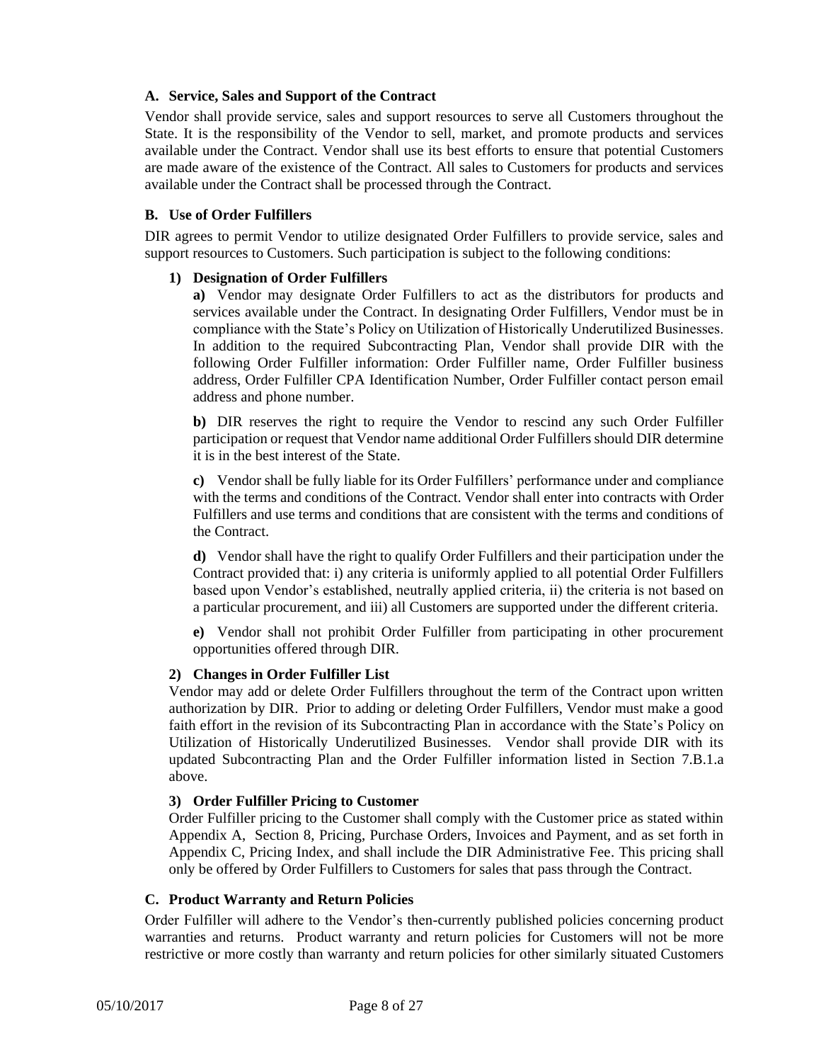### A. Service, Sales and Support of the Contract

Vendor shall provide service, sales and support resources to serve all Customers throughout the State. It is the responsibility of the Vendor to sell, market, and promote products and services available under the Contract. Vendor shall use its best efforts to ensure that potential Customers are made aware of the existence of the Contract. All sales to Customers for products and services available under the Contract shall be processed through the Contract.

### B. Use of Order Fulfillers

DIR agrees to permit Vendor to utilize designated Order Fulfillers to provide service, sales and support resources to Customers. Such participation is subject to the following conditions:

#### 1) Designation of Order Fulfillers

**a)** Vendor may designate Order Fulfillers to act as the distributors for products and services available under the Contract. In designating Order Fulfillers, Vendor must be in compliance with the State's Policy on Utilization of Historically Underutilized Businesses. In addition to the required Subcontracting Plan, Vendor shall provide DIR with the following Order Fulfiller information: Order Fulfiller name, Order Fulfiller business address, Order Fulfiller CPA Identification Number, Order Fulfiller contact person email address and phone number.

**b)** DIR reserves the right to require the Vendor to rescind any such Order Fulfiller participation or request that Vendor name additional Order Fulfillers should DIR determine it is in the best interest of the State.

**c)** Vendor shall be fully liable for its Order Fulfillers' performance under and compliance with the terms and conditions of the Contract. Vendor shall enter into contracts with Order Fulfillers and use terms and conditions that are consistent with the terms and conditions of the Contract.

**d)** Vendor shall have the right to qualify Order Fulfillers and their participation under the Contract provided that: i) any criteria is uniformly applied to all potential Order Fulfillers based upon Vendor's established, neutrally applied criteria, ii) the criteria is not based on a particular procurement, and iii) all Customers are supported under the different criteria.

**e)** Vendor shall not prohibit Order Fulfiller from participating in other procurement opportunities offered through DIR.

#### 2) Changes in Order Fulfiller List

Vendor may add or delete Order Fulfillers throughout the term of the Contract upon written authorization by DIR. Prior to adding or deleting Order Fulfillers, Vendor must make a good faith effort in the revision of its Subcontracting Plan in accordance with the State's Policy on Utilization of Historically Underutilized Businesses. Vendor shall provide DIR with its updated Subcontracting Plan and the Order Fulfiller information listed in Section 7.B.1.a above.

#### 3) Order Fulfiller Pricing to Customer

Order Fulfiller pricing to the Customer shall comply with the Customer price as stated within Appendix A, Section 8, Pricing, Purchase Orders, Invoices and Payment, and as set forth in Appendix C, Pricing Index, and shall include the DIR Administrative Fee. This pricing shall only be offered by Order Fulfillers to Customers for sales that pass through the Contract.

### C. Product Warranty and Return Policies

Order Fulfiller will adhere to the Vendor's then-currently published policies concerning product warranties and returns. Product warranty and return policies for Customers will not be more restrictive or more costly than warranty and return policies for other similarly situated Customers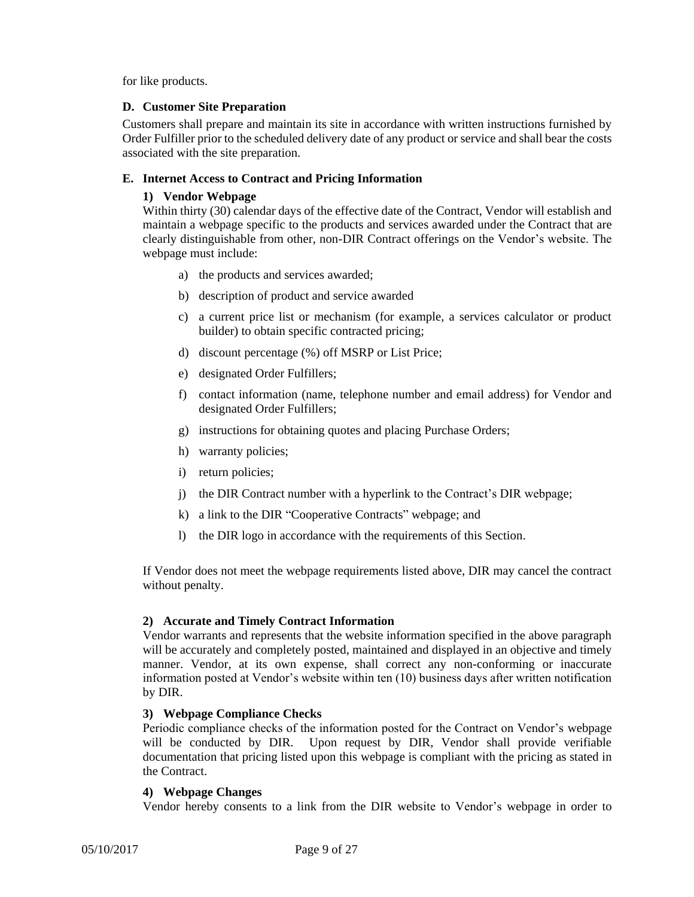for like products.

### D. Customer Site Preparation

Customers shall prepare and maintain its site in accordance with written instructions furnished by Order Fulfiller prior to the scheduled delivery date of any product or service and shall bear the costs associated with the site preparation.

### E. Internet Access to Contract and Pricing Information

#### 1) Vendor Webpage

Within thirty (30) calendar days of the effective date of the Contract, Vendor will establish and maintain a webpage specific to the products and services awarded under the Contract that are clearly distinguishable from other, non-DIR Contract offerings on the Vendor's website. The webpage must include:

a) the products and services awarded;

b) description of product and service awarded

c) a current price list or mechanism (for example, a services calculator or product builder) to obtain specific contracted pricing;

d) discount percentage (%) off MSRP or List Price;

e) designated Order Fulfillers;

f) contact information (name, telephone number and email address) for Vendor and designated Order Fulfillers;

g) instructions for obtaining quotes and placing Purchase Orders;

h) warranty policies;

i) return policies;

j) the DIR Contract number with a hyperlink to the Contract's DIR webpage;

k) a link to the DIR "Cooperative Contracts" webpage; and

l) the DIR logo in accordance with the requirements of this Section.

If Vendor does not meet the webpage requirements listed above, DIR may cancel the contract without penalty.

#### 2) Accurate and Timely Contract Information

Vendor warrants and represents that the website information specified in the above paragraph will be accurately and completely posted, maintained and displayed in an objective and timely manner. Vendor, at its own expense, shall correct any non-conforming or inaccurate information posted at Vendor's website within ten (10) business days after written notification by DIR.

#### 3) Webpage Compliance Checks

Periodic compliance checks of the information posted for the Contract on Vendor's webpage will be conducted by DIR. Upon request by DIR, Vendor shall provide verifiable documentation that pricing listed upon this webpage is compliant with the pricing as stated in the Contract.

#### 4) Webpage Changes

Vendor hereby consents to a link from the DIR website to Vendor's webpage in order to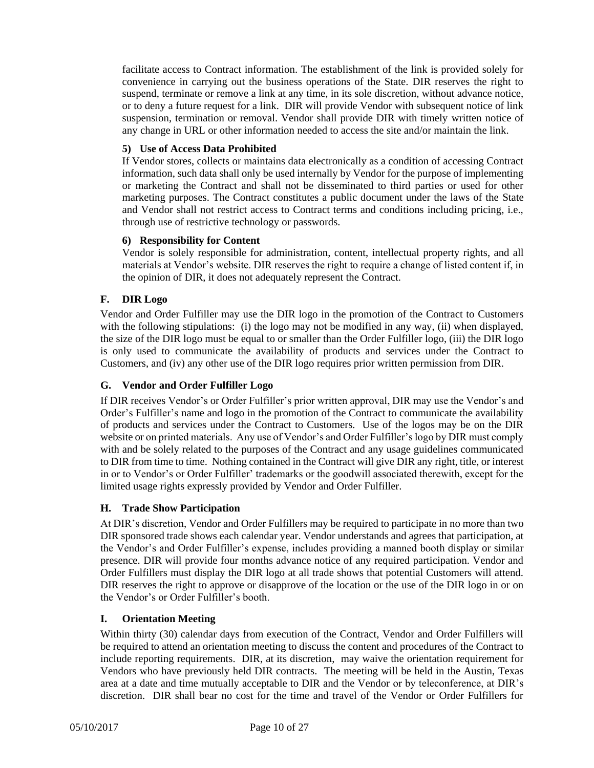facilitate access to Contract information. The establishment of the link is provided solely for convenience in carrying out the business operations of the State. DIR reserves the right to suspend, terminate or remove a link at any time, in its sole discretion, without advance notice, or to deny a future request for a link. DIR will provide Vendor with subsequent notice of link suspension, termination or removal. Vendor shall provide DIR with timely written notice of any change in URL or other information needed to access the site and/or maintain the link.

#### 5) Use of Access Data Prohibited

If Vendor stores, collects or maintains data electronically as a condition of accessing Contract information, such data shall only be used internally by Vendor for the purpose of implementing or marketing the Contract and shall not be disseminated to third parties or used for other marketing purposes. The Contract constitutes a public document under the laws of the State and Vendor shall not restrict access to Contract terms and conditions including pricing, i.e., through use of restrictive technology or passwords.

#### 6) Responsibility for Content

Vendor is solely responsible for administration, content, intellectual property rights, and all materials at Vendor's website. DIR reserves the right to require a change of listed content if, in the opinion of DIR, it does not adequately represent the Contract.

### F. DIR Logo

Vendor and Order Fulfiller may use the DIR logo in the promotion of the Contract to Customers with the following stipulations: (i) the logo may not be modified in any way, (ii) when displayed, the size of the DIR logo must be equal to or smaller than the Order Fulfiller logo, (iii) the DIR logo is only used to communicate the availability of products and services under the Contract to Customers, and (iv) any other use of the DIR logo requires prior written permission from DIR.

### G. Vendor and Order Fulfiller Logo

If DIR receives Vendor's or Order Fulfiller's prior written approval, DIR may use the Vendor's and Order's Fulfiller's name and logo in the promotion of the Contract to communicate the availability of products and services under the Contract to Customers. Use of the logos may be on the DIR website or on printed materials. Any use of Vendor's and Order Fulfiller's logo by DIR must comply with and be solely related to the purposes of the Contract and any usage guidelines communicated to DIR from time to time. Nothing contained in the Contract will give DIR any right, title, or interest in or to Vendor's or Order Fulfiller' trademarks or the goodwill associated therewith, except for the limited usage rights expressly provided by Vendor and Order Fulfiller.

### H. Trade Show Participation

At DIR's discretion, Vendor and Order Fulfillers may be required to participate in no more than two DIR sponsored trade shows each calendar year. Vendor understands and agrees that participation, at the Vendor's and Order Fulfiller's expense, includes providing a manned booth display or similar presence. DIR will provide four months advance notice of any required participation. Vendor and Order Fulfillers must display the DIR logo at all trade shows that potential Customers will attend. DIR reserves the right to approve or disapprove of the location or the use of the DIR logo in or on the Vendor's or Order Fulfiller's booth.

### I. Orientation Meeting

Within thirty (30) calendar days from execution of the Contract, Vendor and Order Fulfillers will be required to attend an orientation meeting to discuss the content and procedures of the Contract to include reporting requirements. DIR, at its discretion, may waive the orientation requirement for Vendors who have previously held DIR contracts. The meeting will be held in the Austin, Texas area at a date and time mutually acceptable to DIR and the Vendor or by teleconference, at DIR's discretion. DIR shall bear no cost for the time and travel of the Vendor or Order Fulfillers for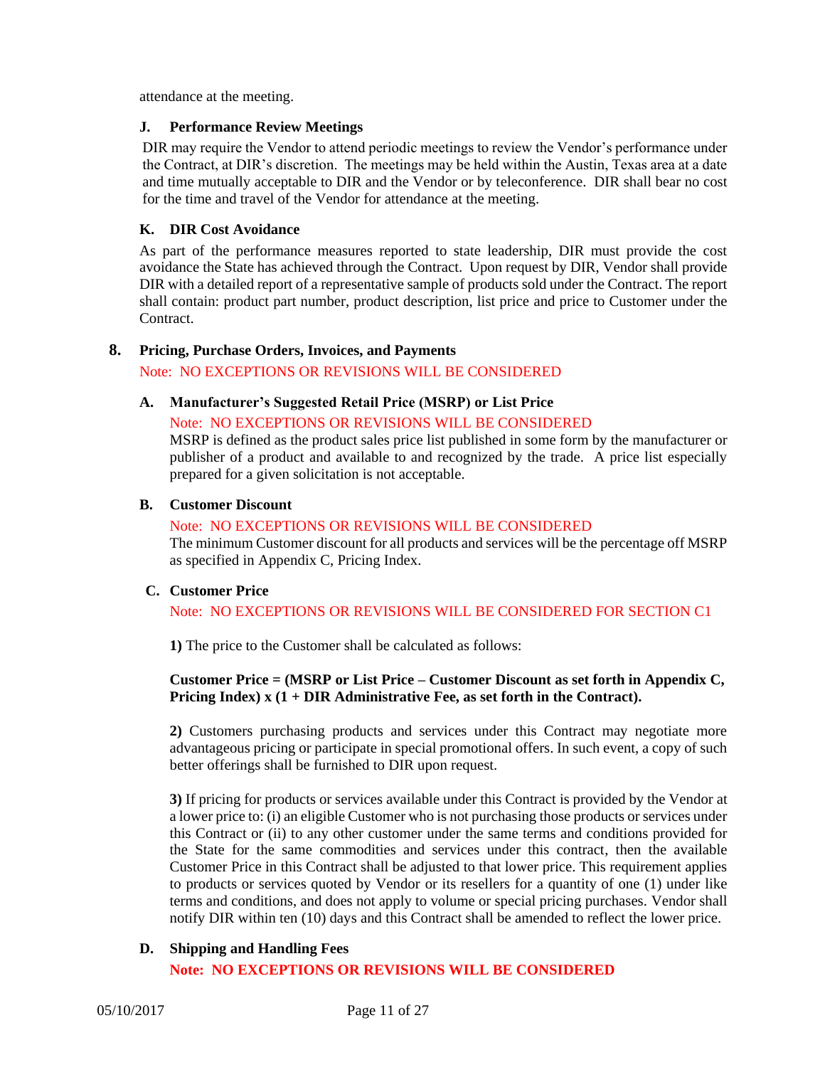attendance at the meeting.

### J. Performance Review Meetings

DIR may require the Vendor to attend periodic meetings to review the Vendor's performance under the Contract, at DIR's discretion. The meetings may be held within the Austin, Texas area at a date and time mutually acceptable to DIR and the Vendor or by teleconference. DIR shall bear no cost for the time and travel of the Vendor for attendance at the meeting.

### K. DIR Cost Avoidance

As part of the performance measures reported to state leadership, DIR must provide the cost avoidance the State has achieved through the Contract. Upon request by DIR, Vendor shall provide DIR with a detailed report of a representative sample of products sold under the Contract. The report shall contain: product part number, product description, list price and price to Customer under the Contract.

## 8. Pricing, Purchase Orders, Invoices, and Payments

Note: NO EXCEPTIONS OR REVISIONS WILL BE CONSIDERED

### A. Manufacturer's Suggested Retail Price (MSRP) or List Price

Note: NO EXCEPTIONS OR REVISIONS WILL BE CONSIDERED

MSRP is defined as the product sales price list published in some form by the manufacturer or publisher of a product and available to and recognized by the trade. A price list especially prepared for a given solicitation is not acceptable.

### B. Customer Discount

Note: NO EXCEPTIONS OR REVISIONS WILL BE CONSIDERED

The minimum Customer discount for all products and services will be the percentage off MSRP as specified in Appendix C, Pricing Index.

### C. Customer Price

Note: NO EXCEPTIONS OR REVISIONS WILL BE CONSIDERED FOR SECTION C1

**1)** The price to the Customer shall be calculated as follows:

**Customer Price = (MSRP or List Price – Customer Discount as set forth in Appendix C, Pricing Index) x (1 + DIR Administrative Fee, as set forth in the Contract).**

**2)** Customers purchasing products and services under this Contract may negotiate more advantageous pricing or participate in special promotional offers. In such event, a copy of such better offerings shall be furnished to DIR upon request.

**3)** If pricing for products or services available under this Contract is provided by the Vendor at a lower price to: (i) an eligible Customer who is not purchasing those products or services under this Contract or (ii) to any other customer under the same terms and conditions provided for the State for the same commodities and services under this contract, then the available Customer Price in this Contract shall be adjusted to that lower price. This requirement applies to products or services quoted by Vendor or its resellers for a quantity of one (1) under like terms and conditions, and does not apply to volume or special pricing purchases. Vendor shall notify DIR within ten (10) days and this Contract shall be amended to reflect the lower price.

### D. Shipping and Handling Fees

**Note: NO EXCEPTIONS OR REVISIONS WILL BE CONSIDERED**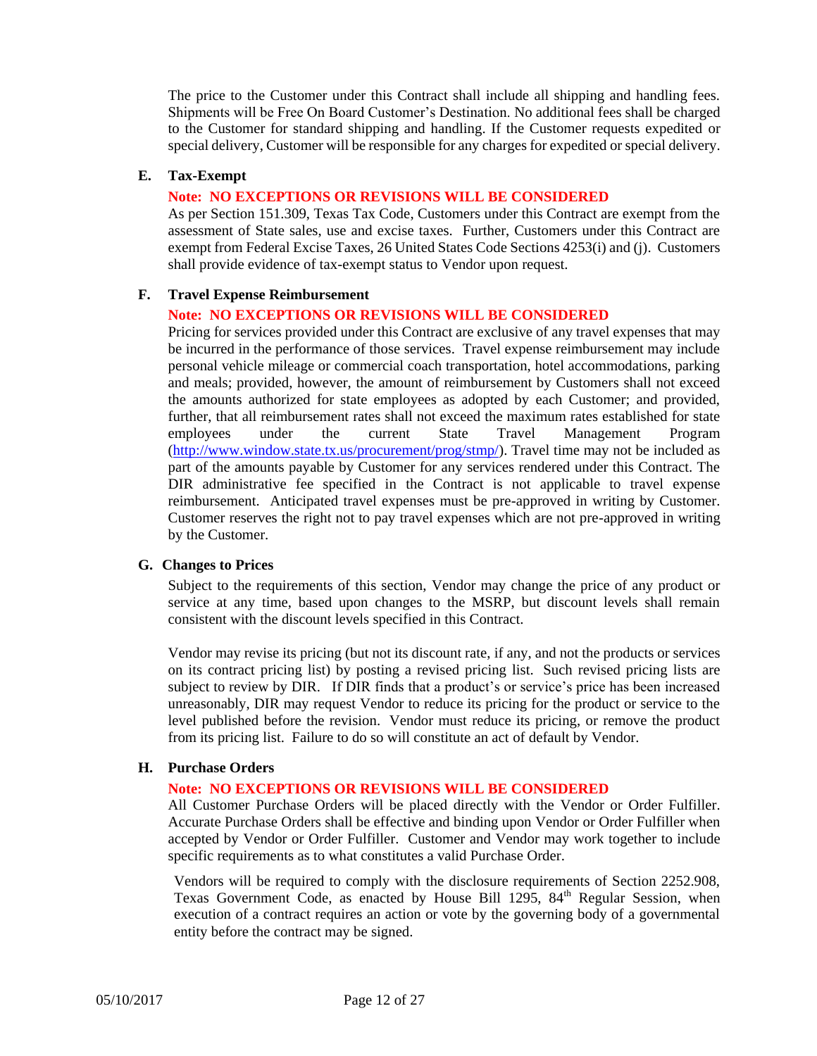The price to the Customer under this Contract shall include all shipping and handling fees. Shipments will be Free On Board Customer's Destination. No additional fees shall be charged to the Customer for standard shipping and handling. If the Customer requests expedited or special delivery, Customer will be responsible for any charges for expedited or special delivery.

**E. Tax-Exempt**

**Note: NO EXCEPTIONS OR REVISIONS WILL BE CONSIDERED**

As per Section 151.309, Texas Tax Code, Customers under this Contract are exempt from the assessment of State sales, use and excise taxes. Further, Customers under this Contract are exempt from Federal Excise Taxes, 26 United States Code Sections 4253(i) and (j). Customers shall provide evidence of tax-exempt status to Vendor upon request.

**F. Travel Expense Reimbursement**

**Note: NO EXCEPTIONS OR REVISIONS WILL BE CONSIDERED**

Pricing for services provided under this Contract are exclusive of any travel expenses that may be incurred in the performance of those services. Travel expense reimbursement may include personal vehicle mileage or commercial coach transportation, hotel accommodations, parking and meals; provided, however, the amount of reimbursement by Customers shall not exceed the amounts authorized for state employees as adopted by each Customer; and provided, further, that all reimbursement rates shall not exceed the maximum rates established for state employees under the current State Travel Management Program (http://www.window.state.tx.us/procurement/prog/stmp/). Travel time may not be included as part of the amounts payable by Customer for any services rendered under this Contract. The DIR administrative fee specified in the Contract is not applicable to travel expense reimbursement. Anticipated travel expenses must be pre-approved in writing by Customer. Customer reserves the right not to pay travel expenses which are not pre-approved in writing by the Customer.

**G. Changes to Prices**

Subject to the requirements of this section, Vendor may change the price of any product or service at any time, based upon changes to the MSRP, but discount levels shall remain consistent with the discount levels specified in this Contract.

Vendor may revise its pricing (but not its discount rate, if any, and not the products or services on its contract pricing list) by posting a revised pricing list. Such revised pricing lists are subject to review by DIR. If DIR finds that a product's or service's price has been increased unreasonably, DIR may request Vendor to reduce its pricing for the product or service to the level published before the revision. Vendor must reduce its pricing, or remove the product from its pricing list. Failure to do so will constitute an act of default by Vendor.

**H. Purchase Orders**

**Note: NO EXCEPTIONS OR REVISIONS WILL BE CONSIDERED**

All Customer Purchase Orders will be placed directly with the Vendor or Order Fulfiller. Accurate Purchase Orders shall be effective and binding upon Vendor or Order Fulfiller when accepted by Vendor or Order Fulfiller. Customer and Vendor may work together to include specific requirements as to what constitutes a valid Purchase Order.

Vendors will be required to comply with the disclosure requirements of Section 2252.908, Texas Government Code, as enacted by House Bill 1295, 84th Regular Session, when execution of a contract requires an action or vote by the governing body of a governmental entity before the contract may be signed.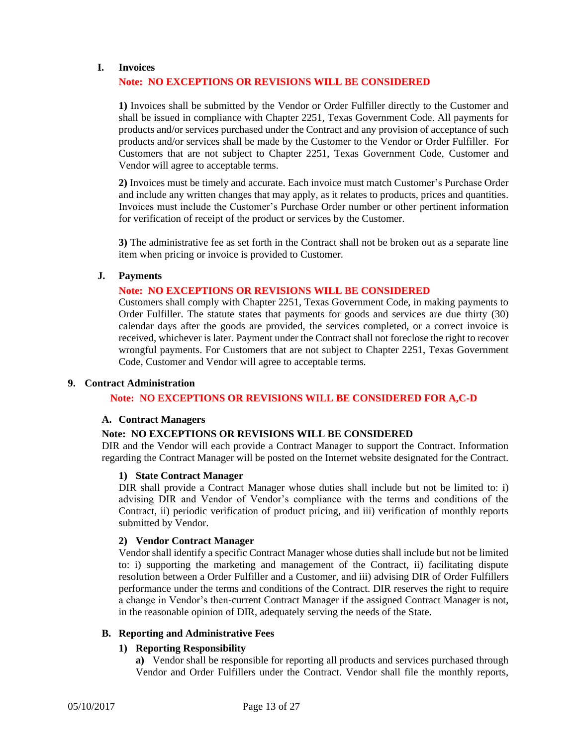### I. Invoices

**Note: NO EXCEPTIONS OR REVISIONS WILL BE CONSIDERED**

**1)** Invoices shall be submitted by the Vendor or Order Fulfiller directly to the Customer and shall be issued in compliance with Chapter 2251, Texas Government Code. All payments for products and/or services purchased under the Contract and any provision of acceptance of such products and/or services shall be made by the Customer to the Vendor or Order Fulfiller. For Customers that are not subject to Chapter 2251, Texas Government Code, Customer and Vendor will agree to acceptable terms.

**2)** Invoices must be timely and accurate. Each invoice must match Customer's Purchase Order and include any written changes that may apply, as it relates to products, prices and quantities. Invoices must include the Customer's Purchase Order number or other pertinent information for verification of receipt of the product or services by the Customer.

**3)** The administrative fee as set forth in the Contract shall not be broken out as a separate line item when pricing or invoice is provided to Customer.

### J. Payments

**Note: NO EXCEPTIONS OR REVISIONS WILL BE CONSIDERED**

Customers shall comply with Chapter 2251, Texas Government Code, in making payments to Order Fulfiller. The statute states that payments for goods and services are due thirty (30) calendar days after the goods are provided, the services completed, or a correct invoice is received, whichever is later. Payment under the Contract shall not foreclose the right to recover wrongful payments. For Customers that are not subject to Chapter 2251, Texas Government Code, Customer and Vendor will agree to acceptable terms.

## 9. Contract Administration

**Note: NO EXCEPTIONS OR REVISIONS WILL BE CONSIDERED FOR A,C-D**

### A. Contract Managers

**Note: NO EXCEPTIONS OR REVISIONS WILL BE CONSIDERED**

DIR and the Vendor will each provide a Contract Manager to support the Contract. Information regarding the Contract Manager will be posted on the Internet website designated for the Contract.

#### 1) State Contract Manager

DIR shall provide a Contract Manager whose duties shall include but not be limited to: i) advising DIR and Vendor of Vendor's compliance with the terms and conditions of the Contract, ii) periodic verification of product pricing, and iii) verification of monthly reports submitted by Vendor.

#### 2) Vendor Contract Manager

Vendor shall identify a specific Contract Manager whose duties shall include but not be limited to: i) supporting the marketing and management of the Contract, ii) facilitating dispute resolution between a Order Fulfiller and a Customer, and iii) advising DIR of Order Fulfillers performance under the terms and conditions of the Contract. DIR reserves the right to require a change in Vendor's then-current Contract Manager if the assigned Contract Manager is not, in the reasonable opinion of DIR, adequately serving the needs of the State.

### B. Reporting and Administrative Fees

#### 1) Reporting Responsibility

**a)** Vendor shall be responsible for reporting all products and services purchased through Vendor and Order Fulfillers under the Contract. Vendor shall file the monthly reports,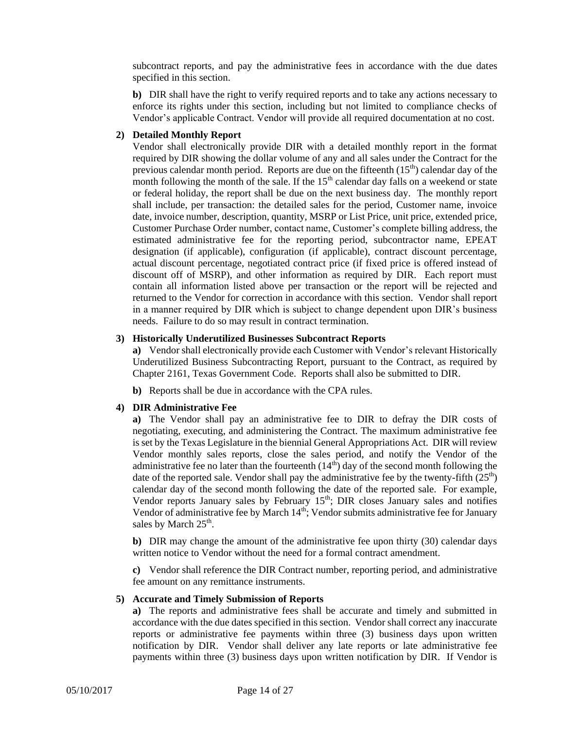subcontract reports, and pay the administrative fees in accordance with the due dates specified in this section.

**b)** DIR shall have the right to verify required reports and to take any actions necessary to enforce its rights under this section, including but not limited to compliance checks of Vendor's applicable Contract. Vendor will provide all required documentation at no cost.

**2) Detailed Monthly Report**

Vendor shall electronically provide DIR with a detailed monthly report in the format required by DIR showing the dollar volume of any and all sales under the Contract for the previous calendar month period. Reports are due on the fifteenth (15th) calendar day of the month following the month of the sale. If the 15th calendar day falls on a weekend or state or federal holiday, the report shall be due on the next business day. The monthly report shall include, per transaction: the detailed sales for the period, Customer name, invoice date, invoice number, description, quantity, MSRP or List Price, unit price, extended price, Customer Purchase Order number, contact name, Customer's complete billing address, the estimated administrative fee for the reporting period, subcontractor name, EPEAT designation (if applicable), configuration (if applicable), contract discount percentage, actual discount percentage, negotiated contract price (if fixed price is offered instead of discount off of MSRP), and other information as required by DIR. Each report must contain all information listed above per transaction or the report will be rejected and returned to the Vendor for correction in accordance with this section. Vendor shall report in a manner required by DIR which is subject to change dependent upon DIR's business needs. Failure to do so may result in contract termination.

**3) Historically Underutilized Businesses Subcontract Reports**

**a)** Vendor shall electronically provide each Customer with Vendor's relevant Historically Underutilized Business Subcontracting Report, pursuant to the Contract, as required by Chapter 2161, Texas Government Code. Reports shall also be submitted to DIR.

**b)** Reports shall be due in accordance with the CPA rules.

**4) DIR Administrative Fee**

**a)** The Vendor shall pay an administrative fee to DIR to defray the DIR costs of negotiating, executing, and administering the Contract. The maximum administrative fee is set by the Texas Legislature in the biennial General Appropriations Act. DIR will review Vendor monthly sales reports, close the sales period, and notify the Vendor of the administrative fee no later than the fourteenth (14th) day of the second month following the date of the reported sale. Vendor shall pay the administrative fee by the twenty-fifth (25th) calendar day of the second month following the date of the reported sale. For example, Vendor reports January sales by February 15th; DIR closes January sales and notifies Vendor of administrative fee by March 14th; Vendor submits administrative fee for January sales by March 25th.

**b)** DIR may change the amount of the administrative fee upon thirty (30) calendar days written notice to Vendor without the need for a formal contract amendment.

**c)** Vendor shall reference the DIR Contract number, reporting period, and administrative fee amount on any remittance instruments.

**5) Accurate and Timely Submission of Reports**

**a)** The reports and administrative fees shall be accurate and timely and submitted in accordance with the due dates specified in this section. Vendor shall correct any inaccurate reports or administrative fee payments within three (3) business days upon written notification by DIR. Vendor shall deliver any late reports or late administrative fee payments within three (3) business days upon written notification by DIR. If Vendor is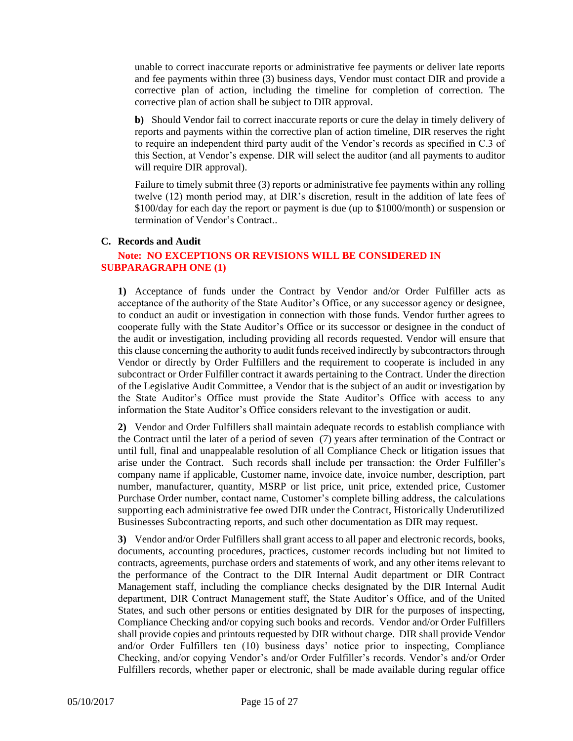unable to correct inaccurate reports or administrative fee payments or deliver late reports and fee payments within three (3) business days, Vendor must contact DIR and provide a corrective plan of action, including the timeline for completion of correction. The corrective plan of action shall be subject to DIR approval.

**b)** Should Vendor fail to correct inaccurate reports or cure the delay in timely delivery of reports and payments within the corrective plan of action timeline, DIR reserves the right to require an independent third party audit of the Vendor's records as specified in C.3 of this Section, at Vendor's expense. DIR will select the auditor (and all payments to auditor will require DIR approval).

Failure to timely submit three (3) reports or administrative fee payments within any rolling twelve (12) month period may, at DIR's discretion, result in the addition of late fees of $100/day for each day the report or payment is due (up to $1000/month) or suspension or termination of Vendor's Contract..

**C. Records and Audit**

**Note: NO EXCEPTIONS OR REVISIONS WILL BE CONSIDERED IN SUBPARAGRAPH ONE (1)**

**1)** Acceptance of funds under the Contract by Vendor and/or Order Fulfiller acts as acceptance of the authority of the State Auditor's Office, or any successor agency or designee, to conduct an audit or investigation in connection with those funds. Vendor further agrees to cooperate fully with the State Auditor's Office or its successor or designee in the conduct of the audit or investigation, including providing all records requested. Vendor will ensure that this clause concerning the authority to audit funds received indirectly by subcontractors through Vendor or directly by Order Fulfillers and the requirement to cooperate is included in any subcontract or Order Fulfiller contract it awards pertaining to the Contract. Under the direction of the Legislative Audit Committee, a Vendor that is the subject of an audit or investigation by the State Auditor's Office must provide the State Auditor's Office with access to any information the State Auditor's Office considers relevant to the investigation or audit.

**2)** Vendor and Order Fulfillers shall maintain adequate records to establish compliance with the Contract until the later of a period of seven (7) years after termination of the Contract or until full, final and unappealable resolution of all Compliance Check or litigation issues that arise under the Contract. Such records shall include per transaction: the Order Fulfiller's company name if applicable, Customer name, invoice date, invoice number, description, part number, manufacturer, quantity, MSRP or list price, unit price, extended price, Customer Purchase Order number, contact name, Customer's complete billing address, the calculations supporting each administrative fee owed DIR under the Contract, Historically Underutilized Businesses Subcontracting reports, and such other documentation as DIR may request.

**3)** Vendor and/or Order Fulfillers shall grant access to all paper and electronic records, books, documents, accounting procedures, practices, customer records including but not limited to contracts, agreements, purchase orders and statements of work, and any other items relevant to the performance of the Contract to the DIR Internal Audit department or DIR Contract Management staff, including the compliance checks designated by the DIR Internal Audit department, DIR Contract Management staff, the State Auditor's Office, and of the United States, and such other persons or entities designated by DIR for the purposes of inspecting, Compliance Checking and/or copying such books and records. Vendor and/or Order Fulfillers shall provide copies and printouts requested by DIR without charge. DIR shall provide Vendor and/or Order Fulfillers ten (10) business days' notice prior to inspecting, Compliance Checking, and/or copying Vendor's and/or Order Fulfiller's records. Vendor's and/or Order Fulfillers records, whether paper or electronic, shall be made available during regular office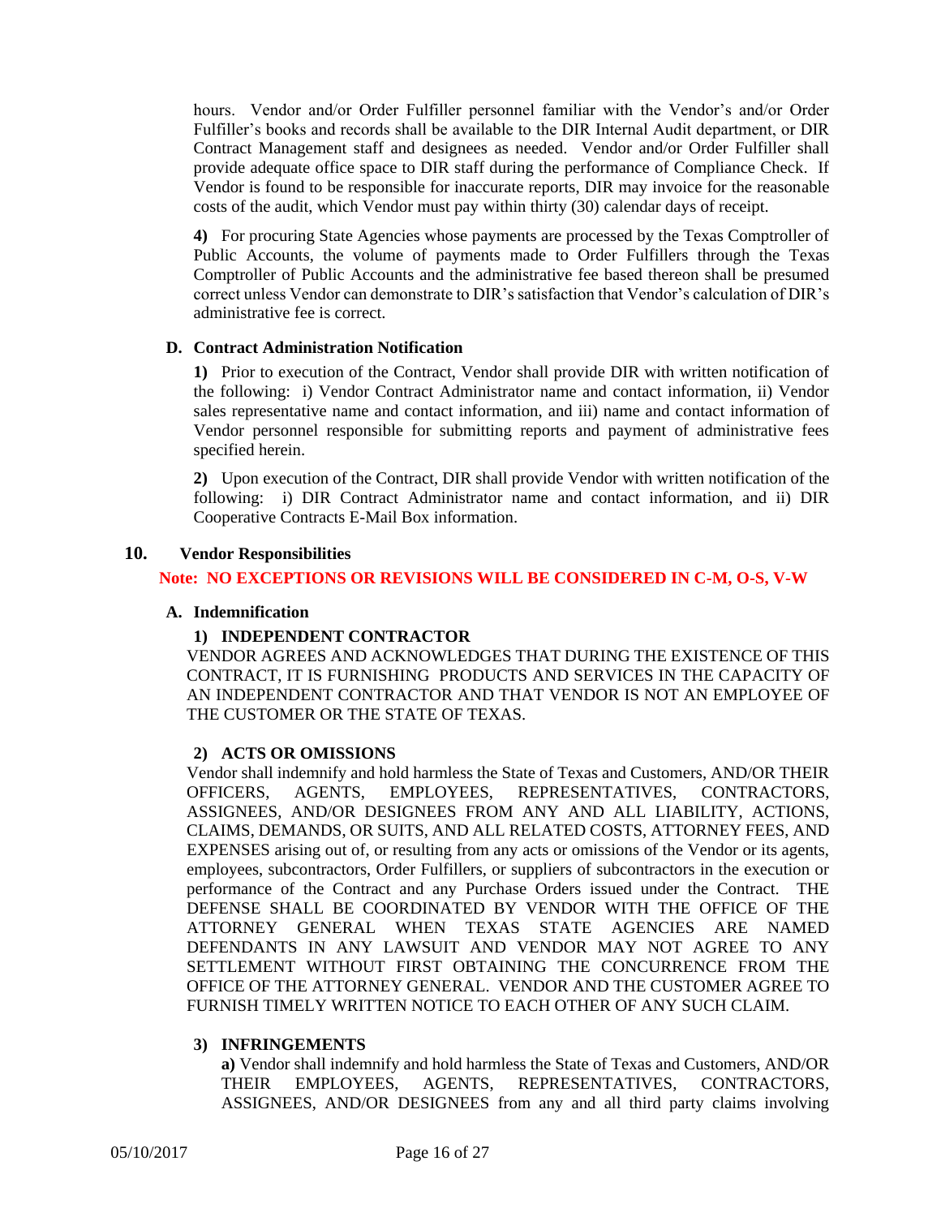hours. Vendor and/or Order Fulfiller personnel familiar with the Vendor's and/or Order Fulfiller's books and records shall be available to the DIR Internal Audit department, or DIR Contract Management staff and designees as needed. Vendor and/or Order Fulfiller shall provide adequate office space to DIR staff during the performance of Compliance Check. If Vendor is found to be responsible for inaccurate reports, DIR may invoice for the reasonable costs of the audit, which Vendor must pay within thirty (30) calendar days of receipt.

**4)** For procuring State Agencies whose payments are processed by the Texas Comptroller of Public Accounts, the volume of payments made to Order Fulfillers through the Texas Comptroller of Public Accounts and the administrative fee based thereon shall be presumed correct unless Vendor can demonstrate to DIR's satisfaction that Vendor's calculation of DIR's administrative fee is correct.

**D. Contract Administration Notification**

**1)** Prior to execution of the Contract, Vendor shall provide DIR with written notification of the following: i) Vendor Contract Administrator name and contact information, ii) Vendor sales representative name and contact information, and iii) name and contact information of Vendor personnel responsible for submitting reports and payment of administrative fees specified herein.

**2)** Upon execution of the Contract, DIR shall provide Vendor with written notification of the following: i) DIR Contract Administrator name and contact information, and ii) DIR Cooperative Contracts E-Mail Box information.

## 10. Vendor Responsibilities

**Note: NO EXCEPTIONS OR REVISIONS WILL BE CONSIDERED IN C-M, O-S, V-W**

**A. Indemnification**

**1) INDEPENDENT CONTRACTOR**

VENDOR AGREES AND ACKNOWLEDGES THAT DURING THE EXISTENCE OF THIS CONTRACT, IT IS FURNISHING PRODUCTS AND SERVICES IN THE CAPACITY OF AN INDEPENDENT CONTRACTOR AND THAT VENDOR IS NOT AN EMPLOYEE OF THE CUSTOMER OR THE STATE OF TEXAS.

**2) ACTS OR OMISSIONS**

Vendor shall indemnify and hold harmless the State of Texas and Customers, AND/OR THEIR OFFICERS, AGENTS, EMPLOYEES, REPRESENTATIVES, CONTRACTORS, ASSIGNEES, AND/OR DESIGNEES FROM ANY AND ALL LIABILITY, ACTIONS, CLAIMS, DEMANDS, OR SUITS, AND ALL RELATED COSTS, ATTORNEY FEES, AND EXPENSES arising out of, or resulting from any acts or omissions of the Vendor or its agents, employees, subcontractors, Order Fulfillers, or suppliers of subcontractors in the execution or performance of the Contract and any Purchase Orders issued under the Contract. THE DEFENSE SHALL BE COORDINATED BY VENDOR WITH THE OFFICE OF THE ATTORNEY GENERAL WHEN TEXAS STATE AGENCIES ARE NAMED DEFENDANTS IN ANY LAWSUIT AND VENDOR MAY NOT AGREE TO ANY SETTLEMENT WITHOUT FIRST OBTAINING THE CONCURRENCE FROM THE OFFICE OF THE ATTORNEY GENERAL. VENDOR AND THE CUSTOMER AGREE TO FURNISH TIMELY WRITTEN NOTICE TO EACH OTHER OF ANY SUCH CLAIM.

**3) INFRINGEMENTS**

**a)** Vendor shall indemnify and hold harmless the State of Texas and Customers, AND/OR THEIR EMPLOYEES, AGENTS, REPRESENTATIVES, CONTRACTORS, ASSIGNEES, AND/OR DESIGNEES from any and all third party claims involving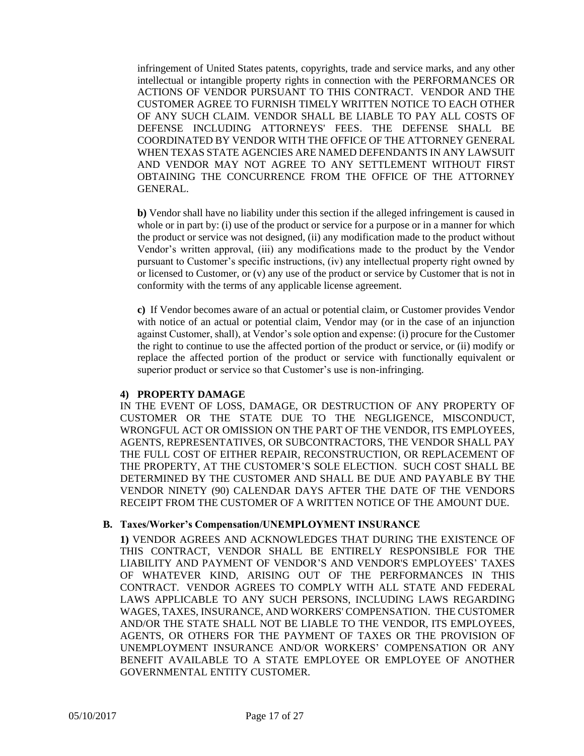infringement of United States patents, copyrights, trade and service marks, and any other intellectual or intangible property rights in connection with the PERFORMANCES OR ACTIONS OF VENDOR PURSUANT TO THIS CONTRACT. VENDOR AND THE CUSTOMER AGREE TO FURNISH TIMELY WRITTEN NOTICE TO EACH OTHER OF ANY SUCH CLAIM. VENDOR SHALL BE LIABLE TO PAY ALL COSTS OF DEFENSE INCLUDING ATTORNEYS' FEES. THE DEFENSE SHALL BE COORDINATED BY VENDOR WITH THE OFFICE OF THE ATTORNEY GENERAL WHEN TEXAS STATE AGENCIES ARE NAMED DEFENDANTS IN ANY LAWSUIT AND VENDOR MAY NOT AGREE TO ANY SETTLEMENT WITHOUT FIRST OBTAINING THE CONCURRENCE FROM THE OFFICE OF THE ATTORNEY GENERAL.

**b)** Vendor shall have no liability under this section if the alleged infringement is caused in whole or in part by: (i) use of the product or service for a purpose or in a manner for which the product or service was not designed, (ii) any modification made to the product without Vendor's written approval, (iii) any modifications made to the product by the Vendor pursuant to Customer's specific instructions, (iv) any intellectual property right owned by or licensed to Customer, or (v) any use of the product or service by Customer that is not in conformity with the terms of any applicable license agreement.

**c)** If Vendor becomes aware of an actual or potential claim, or Customer provides Vendor with notice of an actual or potential claim, Vendor may (or in the case of an injunction against Customer, shall), at Vendor's sole option and expense: (i) procure for the Customer the right to continue to use the affected portion of the product or service, or (ii) modify or replace the affected portion of the product or service with functionally equivalent or superior product or service so that Customer's use is non-infringing.

**4) PROPERTY DAMAGE**

IN THE EVENT OF LOSS, DAMAGE, OR DESTRUCTION OF ANY PROPERTY OF CUSTOMER OR THE STATE DUE TO THE NEGLIGENCE, MISCONDUCT, WRONGFUL ACT OR OMISSION ON THE PART OF THE VENDOR, ITS EMPLOYEES, AGENTS, REPRESENTATIVES, OR SUBCONTRACTORS, THE VENDOR SHALL PAY THE FULL COST OF EITHER REPAIR, RECONSTRUCTION, OR REPLACEMENT OF THE PROPERTY, AT THE CUSTOMER'S SOLE ELECTION. SUCH COST SHALL BE DETERMINED BY THE CUSTOMER AND SHALL BE DUE AND PAYABLE BY THE VENDOR NINETY (90) CALENDAR DAYS AFTER THE DATE OF THE VENDORS RECEIPT FROM THE CUSTOMER OF A WRITTEN NOTICE OF THE AMOUNT DUE.

### B. Taxes/Worker's Compensation/UNEMPLOYMENT INSURANCE

**1)** VENDOR AGREES AND ACKNOWLEDGES THAT DURING THE EXISTENCE OF THIS CONTRACT, VENDOR SHALL BE ENTIRELY RESPONSIBLE FOR THE LIABILITY AND PAYMENT OF VENDOR'S AND VENDOR'S EMPLOYEES' TAXES OF WHATEVER KIND, ARISING OUT OF THE PERFORMANCES IN THIS CONTRACT. VENDOR AGREES TO COMPLY WITH ALL STATE AND FEDERAL LAWS APPLICABLE TO ANY SUCH PERSONS, INCLUDING LAWS REGARDING WAGES, TAXES, INSURANCE, AND WORKERS' COMPENSATION. THE CUSTOMER AND/OR THE STATE SHALL NOT BE LIABLE TO THE VENDOR, ITS EMPLOYEES, AGENTS, OR OTHERS FOR THE PAYMENT OF TAXES OR THE PROVISION OF UNEMPLOYMENT INSURANCE AND/OR WORKERS' COMPENSATION OR ANY BENEFIT AVAILABLE TO A STATE EMPLOYEE OR EMPLOYEE OF ANOTHER GOVERNMENTAL ENTITY CUSTOMER.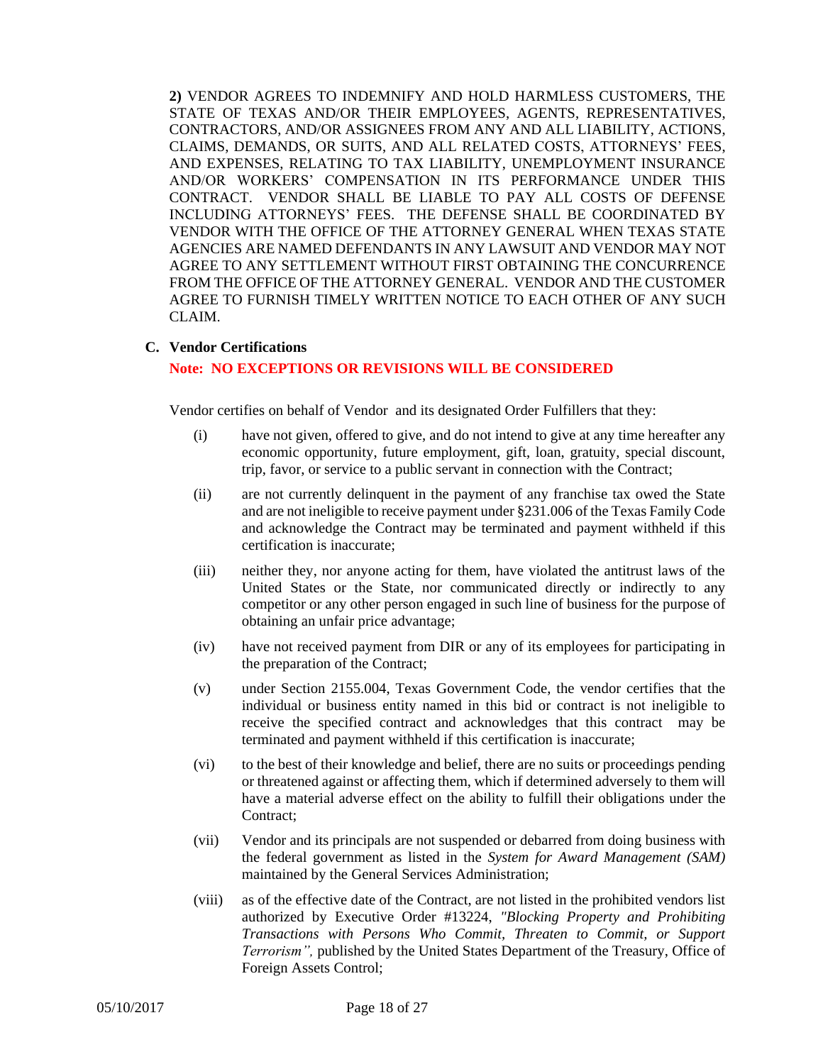**2)** VENDOR AGREES TO INDEMNIFY AND HOLD HARMLESS CUSTOMERS, THE STATE OF TEXAS AND/OR THEIR EMPLOYEES, AGENTS, REPRESENTATIVES, CONTRACTORS, AND/OR ASSIGNEES FROM ANY AND ALL LIABILITY, ACTIONS, CLAIMS, DEMANDS, OR SUITS, AND ALL RELATED COSTS, ATTORNEYS' FEES, AND EXPENSES, RELATING TO TAX LIABILITY, UNEMPLOYMENT INSURANCE AND/OR WORKERS' COMPENSATION IN ITS PERFORMANCE UNDER THIS CONTRACT. VENDOR SHALL BE LIABLE TO PAY ALL COSTS OF DEFENSE INCLUDING ATTORNEYS' FEES. THE DEFENSE SHALL BE COORDINATED BY VENDOR WITH THE OFFICE OF THE ATTORNEY GENERAL WHEN TEXAS STATE AGENCIES ARE NAMED DEFENDANTS IN ANY LAWSUIT AND VENDOR MAY NOT AGREE TO ANY SETTLEMENT WITHOUT FIRST OBTAINING THE CONCURRENCE FROM THE OFFICE OF THE ATTORNEY GENERAL. VENDOR AND THE CUSTOMER AGREE TO FURNISH TIMELY WRITTEN NOTICE TO EACH OTHER OF ANY SUCH CLAIM.

### C. Vendor Certifications

**Note: NO EXCEPTIONS OR REVISIONS WILL BE CONSIDERED**

Vendor certifies on behalf of Vendor and its designated Order Fulfillers that they:

(i) have not given, offered to give, and do not intend to give at any time hereafter any economic opportunity, future employment, gift, loan, gratuity, special discount, trip, favor, or service to a public servant in connection with the Contract;

(ii) are not currently delinquent in the payment of any franchise tax owed the State and are not ineligible to receive payment under §231.006 of the Texas Family Code and acknowledge the Contract may be terminated and payment withheld if this certification is inaccurate;

(iii) neither they, nor anyone acting for them, have violated the antitrust laws of the United States or the State, nor communicated directly or indirectly to any competitor or any other person engaged in such line of business for the purpose of obtaining an unfair price advantage;

(iv) have not received payment from DIR or any of its employees for participating in the preparation of the Contract;

(v) under Section 2155.004, Texas Government Code, the vendor certifies that the individual or business entity named in this bid or contract is not ineligible to receive the specified contract and acknowledges that this contract may be terminated and payment withheld if this certification is inaccurate;

(vi) to the best of their knowledge and belief, there are no suits or proceedings pending or threatened against or affecting them, which if determined adversely to them will have a material adverse effect on the ability to fulfill their obligations under the Contract;

(vii) Vendor and its principals are not suspended or debarred from doing business with the federal government as listed in the *System for Award Management (SAM)* maintained by the General Services Administration;

(viii) as of the effective date of the Contract, are not listed in the prohibited vendors list authorized by Executive Order #13224, *"Blocking Property and Prohibiting Transactions with Persons Who Commit, Threaten to Commit, or Support Terrorism",* published by the United States Department of the Treasury, Office of Foreign Assets Control;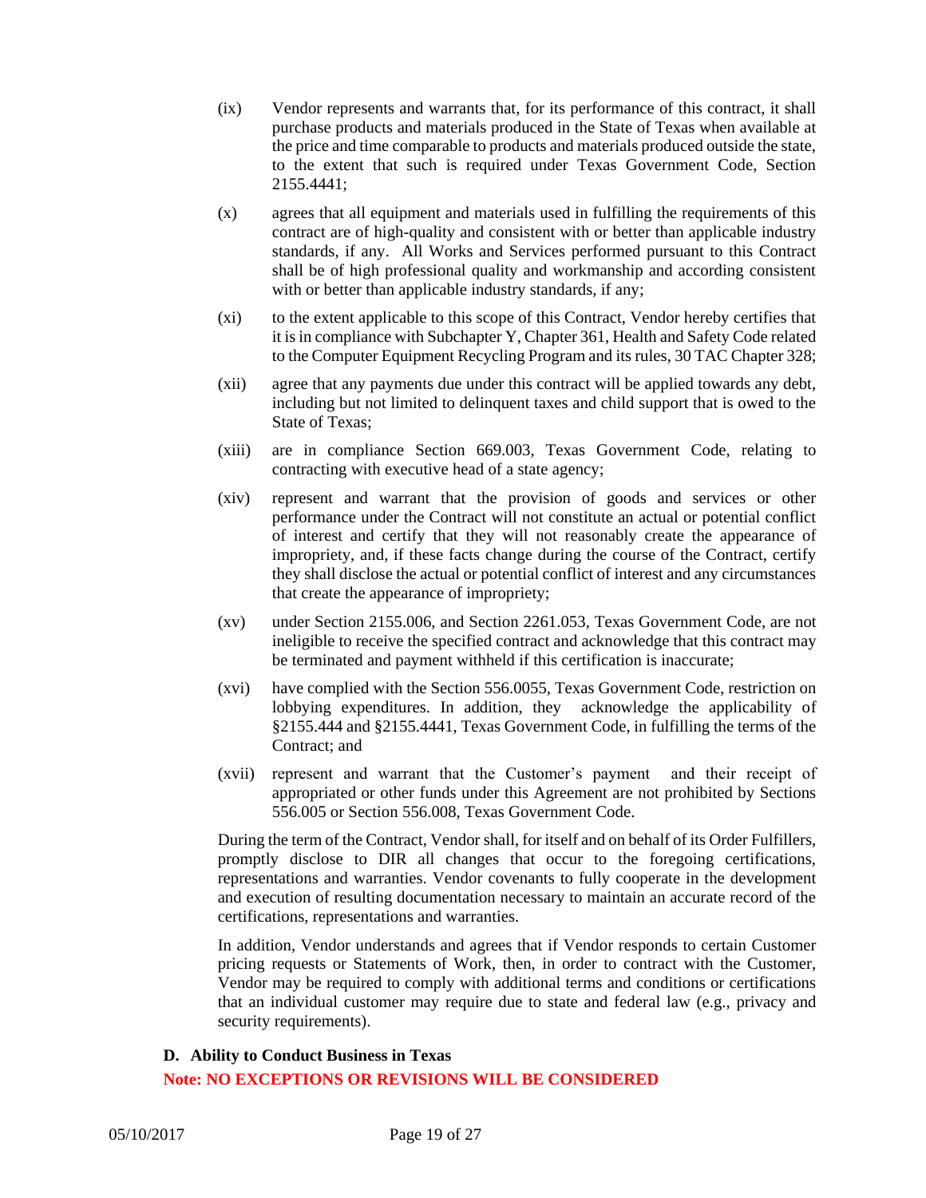(ix) Vendor represents and warrants that, for its performance of this contract, it shall purchase products and materials produced in the State of Texas when available at the price and time comparable to products and materials produced outside the state, to the extent that such is required under Texas Government Code, Section 2155.4441;

(x) agrees that all equipment and materials used in fulfilling the requirements of this contract are of high-quality and consistent with or better than applicable industry standards, if any. All Works and Services performed pursuant to this Contract shall be of high professional quality and workmanship and according consistent with or better than applicable industry standards, if any;

(xi) to the extent applicable to this scope of this Contract, Vendor hereby certifies that it is in compliance with Subchapter Y, Chapter 361, Health and Safety Code related to the Computer Equipment Recycling Program and its rules, 30 TAC Chapter 328;

(xii) agree that any payments due under this contract will be applied towards any debt, including but not limited to delinquent taxes and child support that is owed to the State of Texas;

(xiii) are in compliance Section 669.003, Texas Government Code, relating to contracting with executive head of a state agency;

(xiv) represent and warrant that the provision of goods and services or other performance under the Contract will not constitute an actual or potential conflict of interest and certify that they will not reasonably create the appearance of impropriety, and, if these facts change during the course of the Contract, certify they shall disclose the actual or potential conflict of interest and any circumstances that create the appearance of impropriety;

(xv) under Section 2155.006, and Section 2261.053, Texas Government Code, are not ineligible to receive the specified contract and acknowledge that this contract may be terminated and payment withheld if this certification is inaccurate;

(xvi) have complied with the Section 556.0055, Texas Government Code, restriction on lobbying expenditures. In addition, they acknowledge the applicability of §2155.444 and §2155.4441, Texas Government Code, in fulfilling the terms of the Contract; and

(xvii) represent and warrant that the Customer's payment and their receipt of appropriated or other funds under this Agreement are not prohibited by Sections 556.005 or Section 556.008, Texas Government Code.

During the term of the Contract, Vendor shall, for itself and on behalf of its Order Fulfillers, promptly disclose to DIR all changes that occur to the foregoing certifications, representations and warranties. Vendor covenants to fully cooperate in the development and execution of resulting documentation necessary to maintain an accurate record of the certifications, representations and warranties.

In addition, Vendor understands and agrees that if Vendor responds to certain Customer pricing requests or Statements of Work, then, in order to contract with the Customer, Vendor may be required to comply with additional terms and conditions or certifications that an individual customer may require due to state and federal law (e.g., privacy and security requirements).

**D. Ability to Conduct Business in Texas**

**Note: NO EXCEPTIONS OR REVISIONS WILL BE CONSIDERED**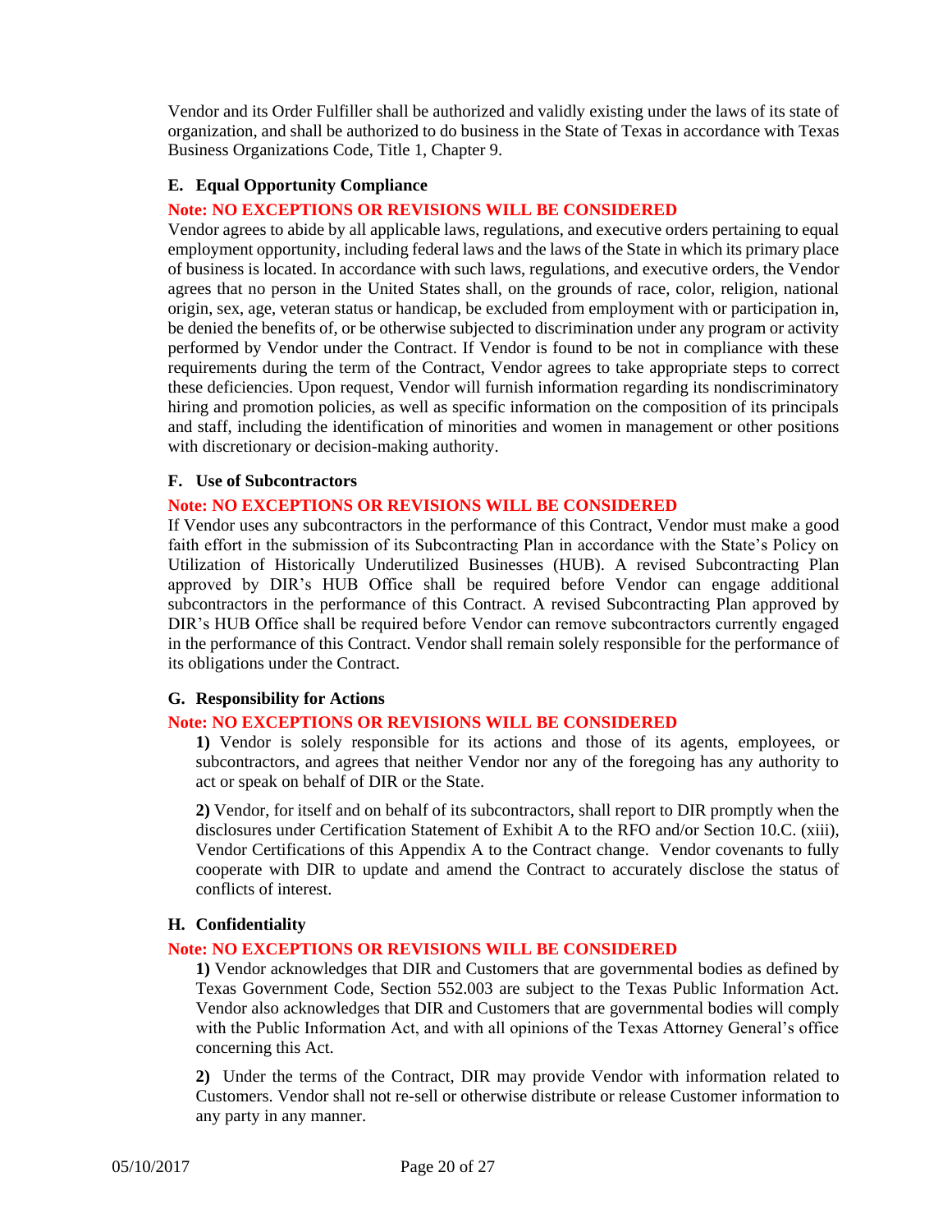Vendor and its Order Fulfiller shall be authorized and validly existing under the laws of its state of organization, and shall be authorized to do business in the State of Texas in accordance with Texas Business Organizations Code, Title 1, Chapter 9.

### E. Equal Opportunity Compliance

**Note: NO EXCEPTIONS OR REVISIONS WILL BE CONSIDERED**

Vendor agrees to abide by all applicable laws, regulations, and executive orders pertaining to equal employment opportunity, including federal laws and the laws of the State in which its primary place of business is located. In accordance with such laws, regulations, and executive orders, the Vendor agrees that no person in the United States shall, on the grounds of race, color, religion, national origin, sex, age, veteran status or handicap, be excluded from employment with or participation in, be denied the benefits of, or be otherwise subjected to discrimination under any program or activity performed by Vendor under the Contract. If Vendor is found to be not in compliance with these requirements during the term of the Contract, Vendor agrees to take appropriate steps to correct these deficiencies. Upon request, Vendor will furnish information regarding its nondiscriminatory hiring and promotion policies, as well as specific information on the composition of its principals and staff, including the identification of minorities and women in management or other positions with discretionary or decision-making authority.

### F. Use of Subcontractors

**Note: NO EXCEPTIONS OR REVISIONS WILL BE CONSIDERED**

If Vendor uses any subcontractors in the performance of this Contract, Vendor must make a good faith effort in the submission of its Subcontracting Plan in accordance with the State's Policy on Utilization of Historically Underutilized Businesses (HUB). A revised Subcontracting Plan approved by DIR's HUB Office shall be required before Vendor can engage additional subcontractors in the performance of this Contract. A revised Subcontracting Plan approved by DIR's HUB Office shall be required before Vendor can remove subcontractors currently engaged in the performance of this Contract. Vendor shall remain solely responsible for the performance of its obligations under the Contract.

### G. Responsibility for Actions

**Note: NO EXCEPTIONS OR REVISIONS WILL BE CONSIDERED**

**1)** Vendor is solely responsible for its actions and those of its agents, employees, or subcontractors, and agrees that neither Vendor nor any of the foregoing has any authority to act or speak on behalf of DIR or the State.

**2)** Vendor, for itself and on behalf of its subcontractors, shall report to DIR promptly when the disclosures under Certification Statement of Exhibit A to the RFO and/or Section 10.C. (xiii), Vendor Certifications of this Appendix A to the Contract change. Vendor covenants to fully cooperate with DIR to update and amend the Contract to accurately disclose the status of conflicts of interest.

### H. Confidentiality

**Note: NO EXCEPTIONS OR REVISIONS WILL BE CONSIDERED**

**1)** Vendor acknowledges that DIR and Customers that are governmental bodies as defined by Texas Government Code, Section 552.003 are subject to the Texas Public Information Act. Vendor also acknowledges that DIR and Customers that are governmental bodies will comply with the Public Information Act, and with all opinions of the Texas Attorney General's office concerning this Act.

**2)** Under the terms of the Contract, DIR may provide Vendor with information related to Customers. Vendor shall not re-sell or otherwise distribute or release Customer information to any party in any manner.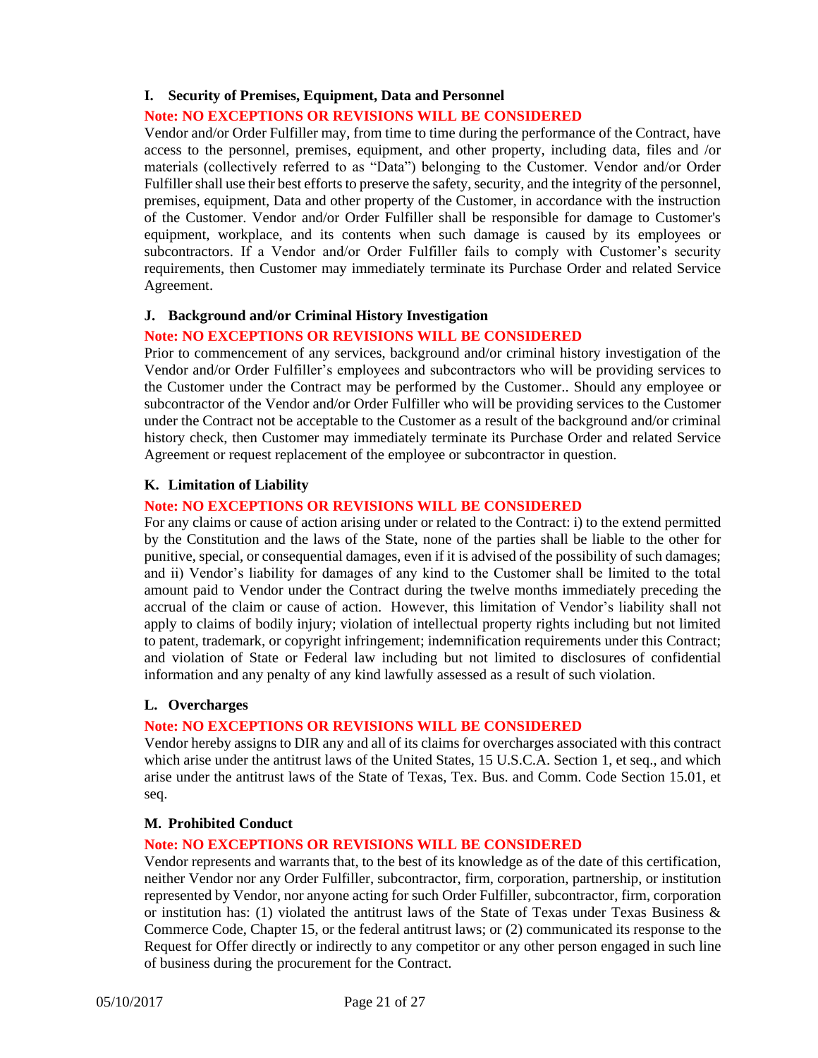### I. Security of Premises, Equipment, Data and Personnel

**Note: NO EXCEPTIONS OR REVISIONS WILL BE CONSIDERED**

Vendor and/or Order Fulfiller may, from time to time during the performance of the Contract, have access to the personnel, premises, equipment, and other property, including data, files and /or materials (collectively referred to as "Data") belonging to the Customer. Vendor and/or Order Fulfiller shall use their best efforts to preserve the safety, security, and the integrity of the personnel, premises, equipment, Data and other property of the Customer, in accordance with the instruction of the Customer. Vendor and/or Order Fulfiller shall be responsible for damage to Customer's equipment, workplace, and its contents when such damage is caused by its employees or subcontractors. If a Vendor and/or Order Fulfiller fails to comply with Customer's security requirements, then Customer may immediately terminate its Purchase Order and related Service Agreement.

### J. Background and/or Criminal History Investigation

**Note: NO EXCEPTIONS OR REVISIONS WILL BE CONSIDERED**

Prior to commencement of any services, background and/or criminal history investigation of the Vendor and/or Order Fulfiller's employees and subcontractors who will be providing services to the Customer under the Contract may be performed by the Customer.. Should any employee or subcontractor of the Vendor and/or Order Fulfiller who will be providing services to the Customer under the Contract not be acceptable to the Customer as a result of the background and/or criminal history check, then Customer may immediately terminate its Purchase Order and related Service Agreement or request replacement of the employee or subcontractor in question.

### K. Limitation of Liability

**Note: NO EXCEPTIONS OR REVISIONS WILL BE CONSIDERED**

For any claims or cause of action arising under or related to the Contract: i) to the extend permitted by the Constitution and the laws of the State, none of the parties shall be liable to the other for punitive, special, or consequential damages, even if it is advised of the possibility of such damages; and ii) Vendor's liability for damages of any kind to the Customer shall be limited to the total amount paid to Vendor under the Contract during the twelve months immediately preceding the accrual of the claim or cause of action. However, this limitation of Vendor's liability shall not apply to claims of bodily injury; violation of intellectual property rights including but not limited to patent, trademark, or copyright infringement; indemnification requirements under this Contract; and violation of State or Federal law including but not limited to disclosures of confidential information and any penalty of any kind lawfully assessed as a result of such violation.

### L. Overcharges

**Note: NO EXCEPTIONS OR REVISIONS WILL BE CONSIDERED**

Vendor hereby assigns to DIR any and all of its claims for overcharges associated with this contract which arise under the antitrust laws of the United States, 15 U.S.C.A. Section 1, et seq., and which arise under the antitrust laws of the State of Texas, Tex. Bus. and Comm. Code Section 15.01, et seq.

### M. Prohibited Conduct

**Note: NO EXCEPTIONS OR REVISIONS WILL BE CONSIDERED**

Vendor represents and warrants that, to the best of its knowledge as of the date of this certification, neither Vendor nor any Order Fulfiller, subcontractor, firm, corporation, partnership, or institution represented by Vendor, nor anyone acting for such Order Fulfiller, subcontractor, firm, corporation or institution has: (1) violated the antitrust laws of the State of Texas under Texas Business & Commerce Code, Chapter 15, or the federal antitrust laws; or (2) communicated its response to the Request for Offer directly or indirectly to any competitor or any other person engaged in such line of business during the procurement for the Contract.

05/10/2017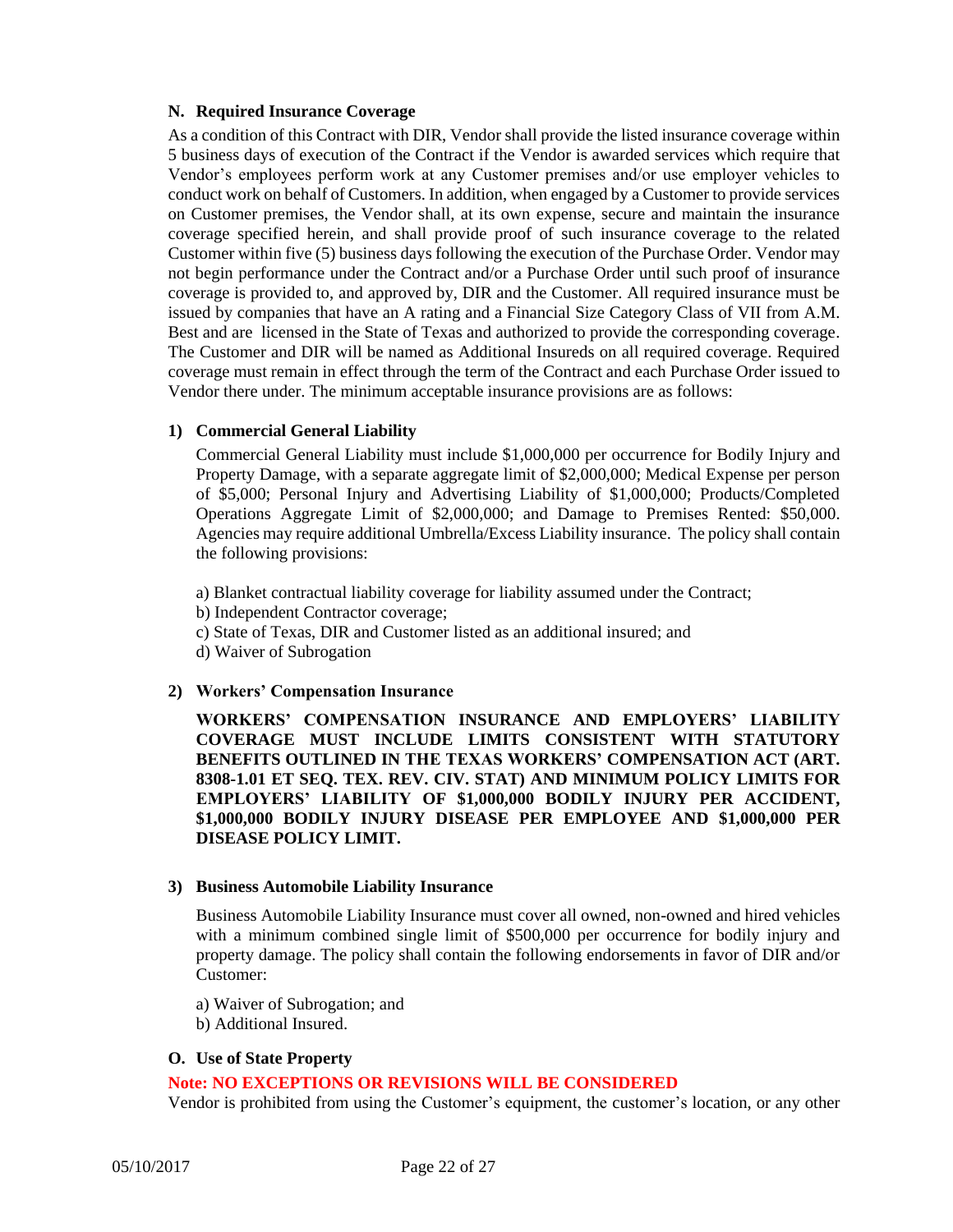### N. Required Insurance Coverage

As a condition of this Contract with DIR, Vendor shall provide the listed insurance coverage within 5 business days of execution of the Contract if the Vendor is awarded services which require that Vendor's employees perform work at any Customer premises and/or use employer vehicles to conduct work on behalf of Customers. In addition, when engaged by a Customer to provide services on Customer premises, the Vendor shall, at its own expense, secure and maintain the insurance coverage specified herein, and shall provide proof of such insurance coverage to the related Customer within five (5) business days following the execution of the Purchase Order. Vendor may not begin performance under the Contract and/or a Purchase Order until such proof of insurance coverage is provided to, and approved by, DIR and the Customer. All required insurance must be issued by companies that have an A rating and a Financial Size Category Class of VII from A.M. Best and are licensed in the State of Texas and authorized to provide the corresponding coverage. The Customer and DIR will be named as Additional Insureds on all required coverage. Required coverage must remain in effect through the term of the Contract and each Purchase Order issued to Vendor there under. The minimum acceptable insurance provisions are as follows:

#### 1) Commercial General Liability

Commercial General Liability must include $1,000,000 per occurrence for Bodily Injury and Property Damage, with a separate aggregate limit of $2,000,000; Medical Expense per person of $5,000; Personal Injury and Advertising Liability of $1,000,000; Products/Completed Operations Aggregate Limit of $2,000,000; and Damage to Premises Rented: $50,000. Agencies may require additional Umbrella/Excess Liability insurance. The policy shall contain the following provisions:

a) Blanket contractual liability coverage for liability assumed under the Contract;
b) Independent Contractor coverage;
c) State of Texas, DIR and Customer listed as an additional insured; and
d) Waiver of Subrogation

#### 2) Workers' Compensation Insurance

**WORKERS' COMPENSATION INSURANCE AND EMPLOYERS' LIABILITY COVERAGE MUST INCLUDE LIMITS CONSISTENT WITH STATUTORY BENEFITS OUTLINED IN THE TEXAS WORKERS' COMPENSATION ACT (ART. 8308-1.01 ET SEQ. TEX. REV. CIV. STAT) AND MINIMUM POLICY LIMITS FOR EMPLOYERS' LIABILITY OF $1,000,000 BODILY INJURY PER ACCIDENT, $1,000,000 BODILY INJURY DISEASE PER EMPLOYEE AND $1,000,000 PER DISEASE POLICY LIMIT.**

#### 3) Business Automobile Liability Insurance

Business Automobile Liability Insurance must cover all owned, non-owned and hired vehicles with a minimum combined single limit of $500,000 per occurrence for bodily injury and property damage. The policy shall contain the following endorsements in favor of DIR and/or Customer:

a) Waiver of Subrogation; and
b) Additional Insured.

### O. Use of State Property

**Note: NO EXCEPTIONS OR REVISIONS WILL BE CONSIDERED**

Vendor is prohibited from using the Customer's equipment, the customer's location, or any other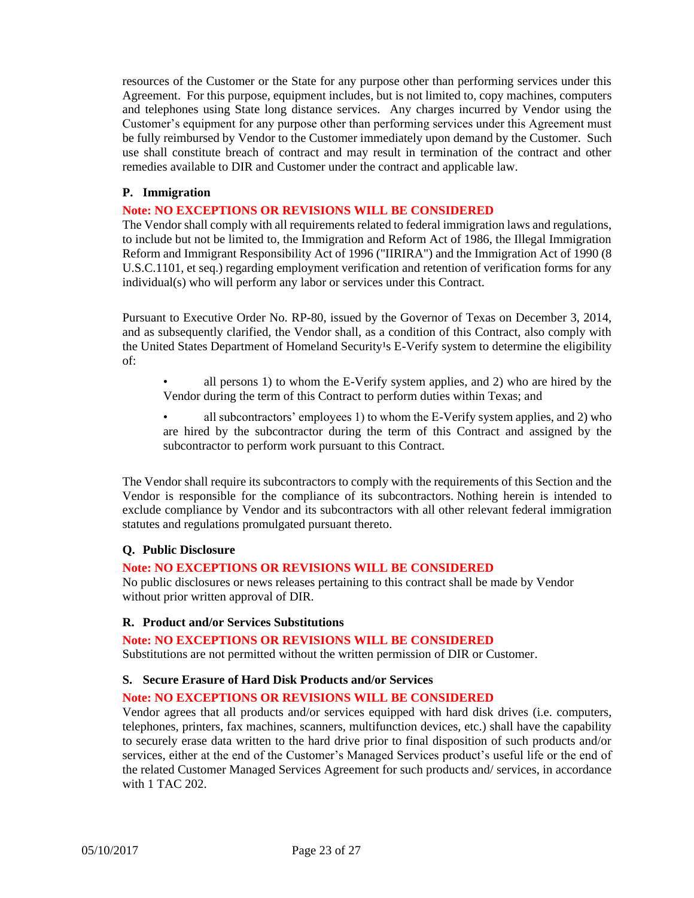resources of the Customer or the State for any purpose other than performing services under this Agreement. For this purpose, equipment includes, but is not limited to, copy machines, computers and telephones using State long distance services. Any charges incurred by Vendor using the Customer's equipment for any purpose other than performing services under this Agreement must be fully reimbursed by Vendor to the Customer immediately upon demand by the Customer. Such use shall constitute breach of contract and may result in termination of the contract and other remedies available to DIR and Customer under the contract and applicable law.

### P. Immigration

**Note: NO EXCEPTIONS OR REVISIONS WILL BE CONSIDERED**

The Vendor shall comply with all requirements related to federal immigration laws and regulations, to include but not be limited to, the Immigration and Reform Act of 1986, the Illegal Immigration Reform and Immigrant Responsibility Act of 1996 ("IIRIRA") and the Immigration Act of 1990 (8 U.S.C.1101, et seq.) regarding employment verification and retention of verification forms for any individual(s) who will perform any labor or services under this Contract.

Pursuant to Executive Order No. RP-80, issued by the Governor of Texas on December 3, 2014, and as subsequently clarified, the Vendor shall, as a condition of this Contract, also comply with the United States Department of Homeland Security¹s E-Verify system to determine the eligibility of:

- all persons 1) to whom the E-Verify system applies, and 2) who are hired by the Vendor during the term of this Contract to perform duties within Texas; and
- all subcontractors' employees 1) to whom the E-Verify system applies, and 2) who are hired by the subcontractor during the term of this Contract and assigned by the subcontractor to perform work pursuant to this Contract.

The Vendor shall require its subcontractors to comply with the requirements of this Section and the Vendor is responsible for the compliance of its subcontractors. Nothing herein is intended to exclude compliance by Vendor and its subcontractors with all other relevant federal immigration statutes and regulations promulgated pursuant thereto.

### Q. Public Disclosure

**Note: NO EXCEPTIONS OR REVISIONS WILL BE CONSIDERED**

No public disclosures or news releases pertaining to this contract shall be made by Vendor without prior written approval of DIR.

### R. Product and/or Services Substitutions

**Note: NO EXCEPTIONS OR REVISIONS WILL BE CONSIDERED**

Substitutions are not permitted without the written permission of DIR or Customer.

### S. Secure Erasure of Hard Disk Products and/or Services

**Note: NO EXCEPTIONS OR REVISIONS WILL BE CONSIDERED**

Vendor agrees that all products and/or services equipped with hard disk drives (i.e. computers, telephones, printers, fax machines, scanners, multifunction devices, etc.) shall have the capability to securely erase data written to the hard drive prior to final disposition of such products and/or services, either at the end of the Customer's Managed Services product's useful life or the end of the related Customer Managed Services Agreement for such products and/ services, in accordance with 1 TAC 202.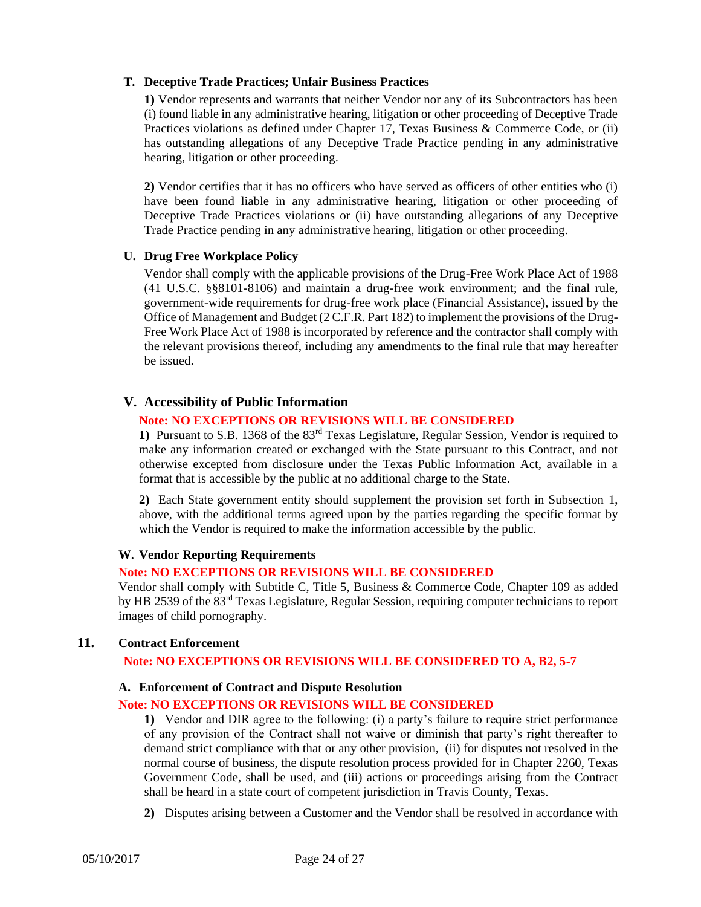### T. Deceptive Trade Practices; Unfair Business Practices

**1)** Vendor represents and warrants that neither Vendor nor any of its Subcontractors has been (i) found liable in any administrative hearing, litigation or other proceeding of Deceptive Trade Practices violations as defined under Chapter 17, Texas Business & Commerce Code, or (ii) has outstanding allegations of any Deceptive Trade Practice pending in any administrative hearing, litigation or other proceeding.

**2)** Vendor certifies that it has no officers who have served as officers of other entities who (i) have been found liable in any administrative hearing, litigation or other proceeding of Deceptive Trade Practices violations or (ii) have outstanding allegations of any Deceptive Trade Practice pending in any administrative hearing, litigation or other proceeding.

### U. Drug Free Workplace Policy

Vendor shall comply with the applicable provisions of the Drug-Free Work Place Act of 1988 (41 U.S.C. §§8101-8106) and maintain a drug-free work environment; and the final rule, government-wide requirements for drug-free work place (Financial Assistance), issued by the Office of Management and Budget (2 C.F.R. Part 182) to implement the provisions of the Drug-Free Work Place Act of 1988 is incorporated by reference and the contractor shall comply with the relevant provisions thereof, including any amendments to the final rule that may hereafter be issued.

### V. Accessibility of Public Information

**Note: NO EXCEPTIONS OR REVISIONS WILL BE CONSIDERED**

**1)** Pursuant to S.B. 1368 of the 83rd Texas Legislature, Regular Session, Vendor is required to make any information created or exchanged with the State pursuant to this Contract, and not otherwise excepted from disclosure under the Texas Public Information Act, available in a format that is accessible by the public at no additional charge to the State.

**2)** Each State government entity should supplement the provision set forth in Subsection 1, above, with the additional terms agreed upon by the parties regarding the specific format by which the Vendor is required to make the information accessible by the public.

### W. Vendor Reporting Requirements

**Note: NO EXCEPTIONS OR REVISIONS WILL BE CONSIDERED**

Vendor shall comply with Subtitle C, Title 5, Business & Commerce Code, Chapter 109 as added by HB 2539 of the 83rd Texas Legislature, Regular Session, requiring computer technicians to report images of child pornography.

## 11. Contract Enforcement

**Note: NO EXCEPTIONS OR REVISIONS WILL BE CONSIDERED TO A, B2, 5-7**

### A. Enforcement of Contract and Dispute Resolution

**Note: NO EXCEPTIONS OR REVISIONS WILL BE CONSIDERED**

**1)** Vendor and DIR agree to the following: (i) a party's failure to require strict performance of any provision of the Contract shall not waive or diminish that party's right thereafter to demand strict compliance with that or any other provision, (ii) for disputes not resolved in the normal course of business, the dispute resolution process provided for in Chapter 2260, Texas Government Code, shall be used, and (iii) actions or proceedings arising from the Contract shall be heard in a state court of competent jurisdiction in Travis County, Texas.

**2)** Disputes arising between a Customer and the Vendor shall be resolved in accordance with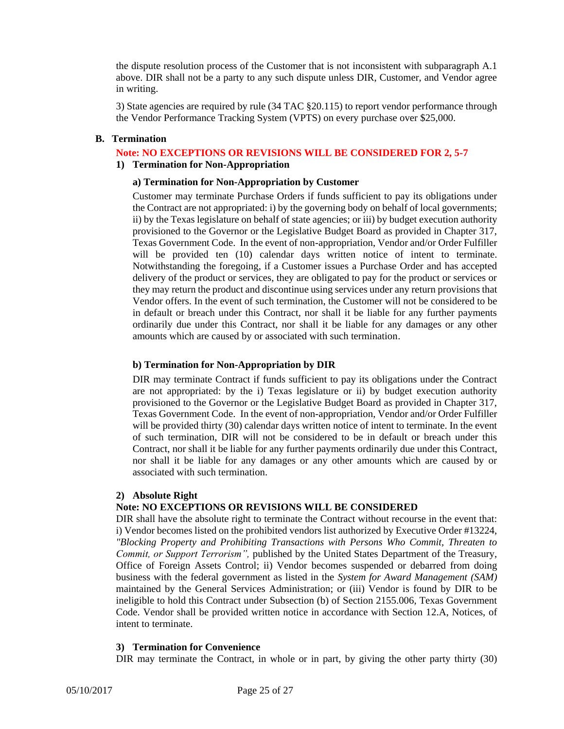the dispute resolution process of the Customer that is not inconsistent with subparagraph A.1 above. DIR shall not be a party to any such dispute unless DIR, Customer, and Vendor agree in writing.

3) State agencies are required by rule (34 TAC §20.115) to report vendor performance through the Vendor Performance Tracking System (VPTS) on every purchase over $25,000.

**B. Termination**

**Note: NO EXCEPTIONS OR REVISIONS WILL BE CONSIDERED FOR 2, 5-7**

**1) Termination for Non-Appropriation**

**a) Termination for Non-Appropriation by Customer**

Customer may terminate Purchase Orders if funds sufficient to pay its obligations under the Contract are not appropriated: i) by the governing body on behalf of local governments; ii) by the Texas legislature on behalf of state agencies; or iii) by budget execution authority provisioned to the Governor or the Legislative Budget Board as provided in Chapter 317, Texas Government Code. In the event of non-appropriation, Vendor and/or Order Fulfiller will be provided ten (10) calendar days written notice of intent to terminate. Notwithstanding the foregoing, if a Customer issues a Purchase Order and has accepted delivery of the product or services, they are obligated to pay for the product or services or they may return the product and discontinue using services under any return provisions that Vendor offers. In the event of such termination, the Customer will not be considered to be in default or breach under this Contract, nor shall it be liable for any further payments ordinarily due under this Contract, nor shall it be liable for any damages or any other amounts which are caused by or associated with such termination.

**b) Termination for Non-Appropriation by DIR**

DIR may terminate Contract if funds sufficient to pay its obligations under the Contract are not appropriated: by the i) Texas legislature or ii) by budget execution authority provisioned to the Governor or the Legislative Budget Board as provided in Chapter 317, Texas Government Code. In the event of non-appropriation, Vendor and/or Order Fulfiller will be provided thirty (30) calendar days written notice of intent to terminate. In the event of such termination, DIR will not be considered to be in default or breach under this Contract, nor shall it be liable for any further payments ordinarily due under this Contract, nor shall it be liable for any damages or any other amounts which are caused by or associated with such termination.

**2) Absolute Right**

**Note: NO EXCEPTIONS OR REVISIONS WILL BE CONSIDERED**

DIR shall have the absolute right to terminate the Contract without recourse in the event that: i) Vendor becomes listed on the prohibited vendors list authorized by Executive Order #13224, *"Blocking Property and Prohibiting Transactions with Persons Who Commit, Threaten to Commit, or Support Terrorism",* published by the United States Department of the Treasury, Office of Foreign Assets Control; ii) Vendor becomes suspended or debarred from doing business with the federal government as listed in the *System for Award Management (SAM)* maintained by the General Services Administration; or (iii) Vendor is found by DIR to be ineligible to hold this Contract under Subsection (b) of Section 2155.006, Texas Government Code. Vendor shall be provided written notice in accordance with Section 12.A, Notices, of intent to terminate.

**3) Termination for Convenience**

DIR may terminate the Contract, in whole or in part, by giving the other party thirty (30)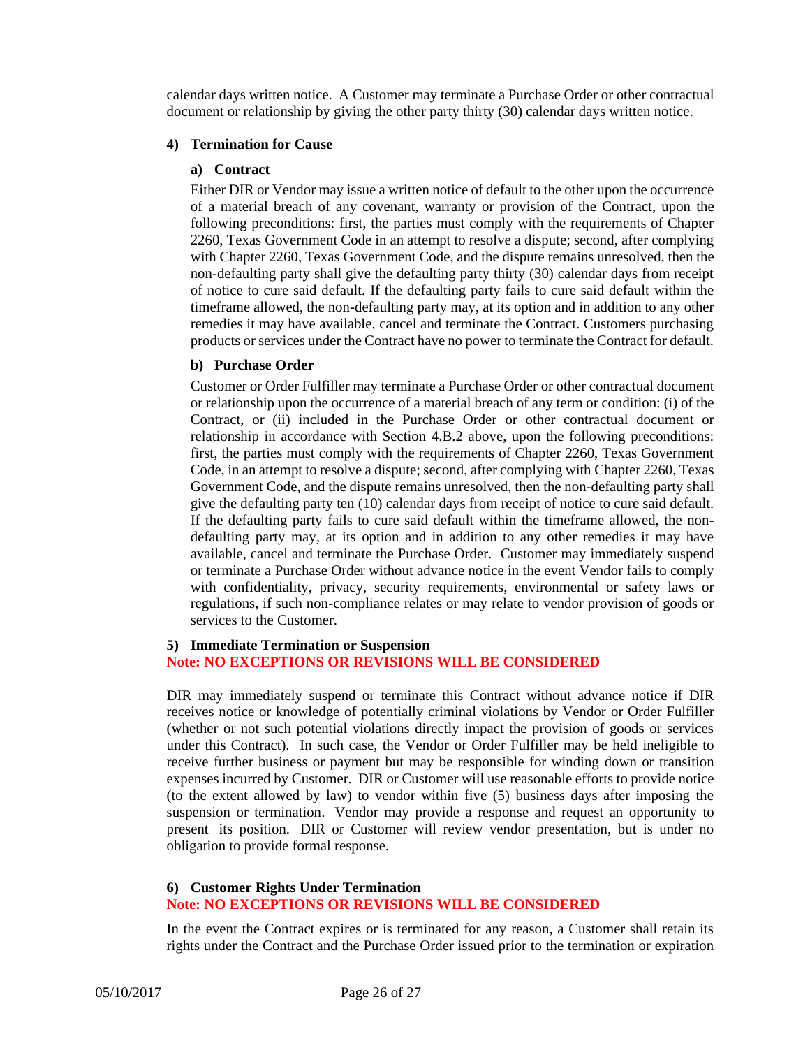calendar days written notice. A Customer may terminate a Purchase Order or other contractual document or relationship by giving the other party thirty (30) calendar days written notice.

### 4) Termination for Cause

#### a) Contract

Either DIR or Vendor may issue a written notice of default to the other upon the occurrence of a material breach of any covenant, warranty or provision of the Contract, upon the following preconditions: first, the parties must comply with the requirements of Chapter 2260, Texas Government Code in an attempt to resolve a dispute; second, after complying with Chapter 2260, Texas Government Code, and the dispute remains unresolved, then the non-defaulting party shall give the defaulting party thirty (30) calendar days from receipt of notice to cure said default. If the defaulting party fails to cure said default within the timeframe allowed, the non-defaulting party may, at its option and in addition to any other remedies it may have available, cancel and terminate the Contract. Customers purchasing products or services under the Contract have no power to terminate the Contract for default.

#### b) Purchase Order

Customer or Order Fulfiller may terminate a Purchase Order or other contractual document or relationship upon the occurrence of a material breach of any term or condition: (i) of the Contract, or (ii) included in the Purchase Order or other contractual document or relationship in accordance with Section 4.B.2 above, upon the following preconditions: first, the parties must comply with the requirements of Chapter 2260, Texas Government Code, in an attempt to resolve a dispute; second, after complying with Chapter 2260, Texas Government Code, and the dispute remains unresolved, then the non-defaulting party shall give the defaulting party ten (10) calendar days from receipt of notice to cure said default. If the defaulting party fails to cure said default within the timeframe allowed, the non-defaulting party may, at its option and in addition to any other remedies it may have available, cancel and terminate the Purchase Order. Customer may immediately suspend or terminate a Purchase Order without advance notice in the event Vendor fails to comply with confidentiality, privacy, security requirements, environmental or safety laws or regulations, if such non-compliance relates or may relate to vendor provision of goods or services to the Customer.

### 5) Immediate Termination or Suspension

**Note: NO EXCEPTIONS OR REVISIONS WILL BE CONSIDERED**

DIR may immediately suspend or terminate this Contract without advance notice if DIR receives notice or knowledge of potentially criminal violations by Vendor or Order Fulfiller (whether or not such potential violations directly impact the provision of goods or services under this Contract). In such case, the Vendor or Order Fulfiller may be held ineligible to receive further business or payment but may be responsible for winding down or transition expenses incurred by Customer. DIR or Customer will use reasonable efforts to provide notice (to the extent allowed by law) to vendor within five (5) business days after imposing the suspension or termination. Vendor may provide a response and request an opportunity to present its position. DIR or Customer will review vendor presentation, but is under no obligation to provide formal response.

### 6) Customer Rights Under Termination

**Note: NO EXCEPTIONS OR REVISIONS WILL BE CONSIDERED**

In the event the Contract expires or is terminated for any reason, a Customer shall retain its rights under the Contract and the Purchase Order issued prior to the termination or expiration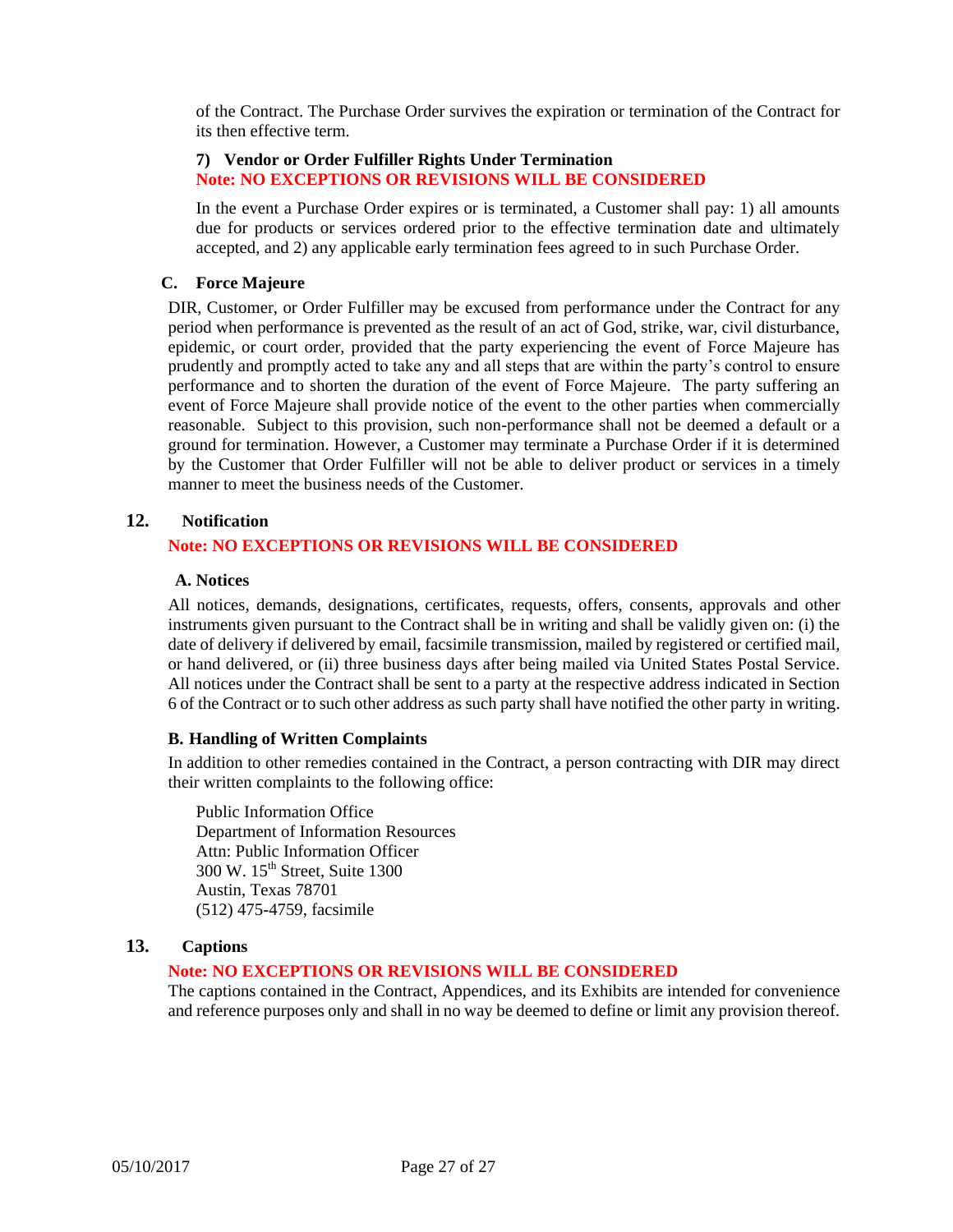of the Contract. The Purchase Order survives the expiration or termination of the Contract for its then effective term.

#### 7) Vendor or Order Fulfiller Rights Under Termination

**Note: NO EXCEPTIONS OR REVISIONS WILL BE CONSIDERED**

In the event a Purchase Order expires or is terminated, a Customer shall pay: 1) all amounts due for products or services ordered prior to the effective termination date and ultimately accepted, and 2) any applicable early termination fees agreed to in such Purchase Order.

### C. Force Majeure

DIR, Customer, or Order Fulfiller may be excused from performance under the Contract for any period when performance is prevented as the result of an act of God, strike, war, civil disturbance, epidemic, or court order, provided that the party experiencing the event of Force Majeure has prudently and promptly acted to take any and all steps that are within the party's control to ensure performance and to shorten the duration of the event of Force Majeure. The party suffering an event of Force Majeure shall provide notice of the event to the other parties when commercially reasonable. Subject to this provision, such non-performance shall not be deemed a default or a ground for termination. However, a Customer may terminate a Purchase Order if it is determined by the Customer that Order Fulfiller will not be able to deliver product or services in a timely manner to meet the business needs of the Customer.

## 12. Notification

**Note: NO EXCEPTIONS OR REVISIONS WILL BE CONSIDERED**

### A. Notices

All notices, demands, designations, certificates, requests, offers, consents, approvals and other instruments given pursuant to the Contract shall be in writing and shall be validly given on: (i) the date of delivery if delivered by email, facsimile transmission, mailed by registered or certified mail, or hand delivered, or (ii) three business days after being mailed via United States Postal Service. All notices under the Contract shall be sent to a party at the respective address indicated in Section 6 of the Contract or to such other address as such party shall have notified the other party in writing.

### B. Handling of Written Complaints

In addition to other remedies contained in the Contract, a person contracting with DIR may direct their written complaints to the following office:

Public Information Office
Department of Information Resources
Attn: Public Information Officer
300 W. 15th Street, Suite 1300
Austin, Texas 78701
(512) 475-4759, facsimile

## 13. Captions

**Note: NO EXCEPTIONS OR REVISIONS WILL BE CONSIDERED**

The captions contained in the Contract, Appendices, and its Exhibits are intended for convenience and reference purposes only and shall in no way be deemed to define or limit any provision thereof.

05/10/2017